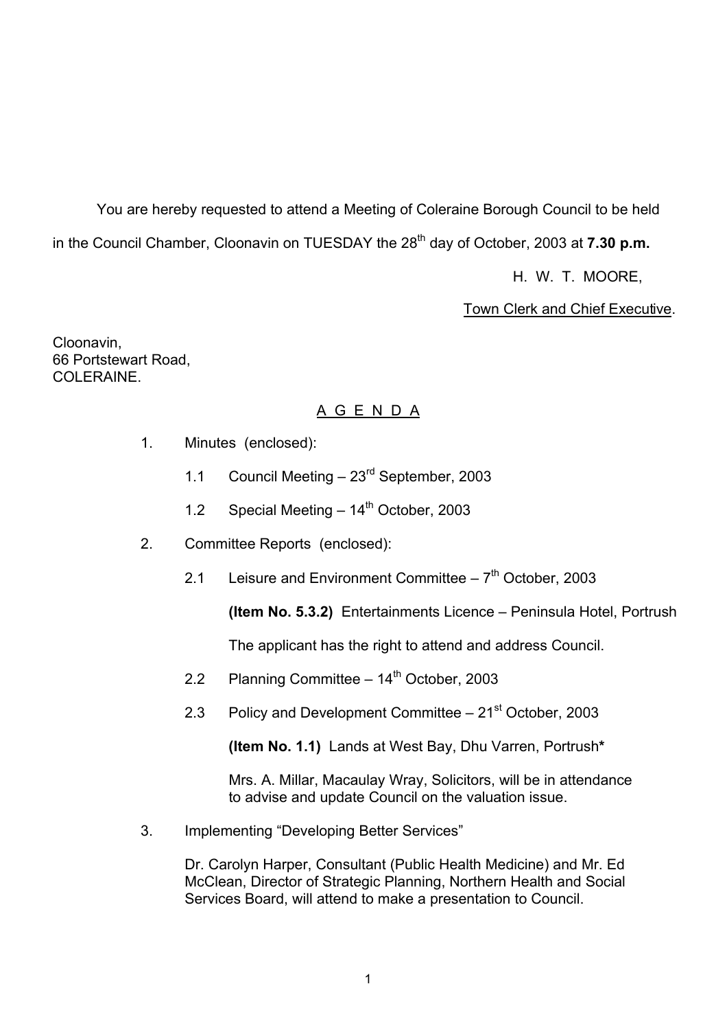You are hereby requested to attend a Meeting of Coleraine Borough Council to be held in the Council Chamber, Cloonavin on TUESDAY the 28th day of October, 2003 at **7.30 p.m.**

H. W. T. MOORE,

Town Clerk and Chief Executive.

Cloonavin,
66 Portstewart Road,
COLERAINE.

## A G E N D A

1. Minutes (enclosed):

   1.1 Council Meeting – 23rd September, 2003

   1.2 Special Meeting – 14th October, 2003

2. Committee Reports (enclosed):

   2.1 Leisure and Environment Committee – 7th October, 2003

   **(Item No. 5.3.2)** Entertainments Licence – Peninsula Hotel, Portrush

   The applicant has the right to attend and address Council.

   2.2 Planning Committee – 14th October, 2003

   2.3 Policy and Development Committee – 21st October, 2003

   **(Item No. 1.1)** Lands at West Bay, Dhu Varren, Portrush**\***

   Mrs. A. Millar, Macaulay Wray, Solicitors, will be in attendance to advise and update Council on the valuation issue.

3. Implementing "Developing Better Services"

   Dr. Carolyn Harper, Consultant (Public Health Medicine) and Mr. Ed McClean, Director of Strategic Planning, Northern Health and Social Services Board, will attend to make a presentation to Council.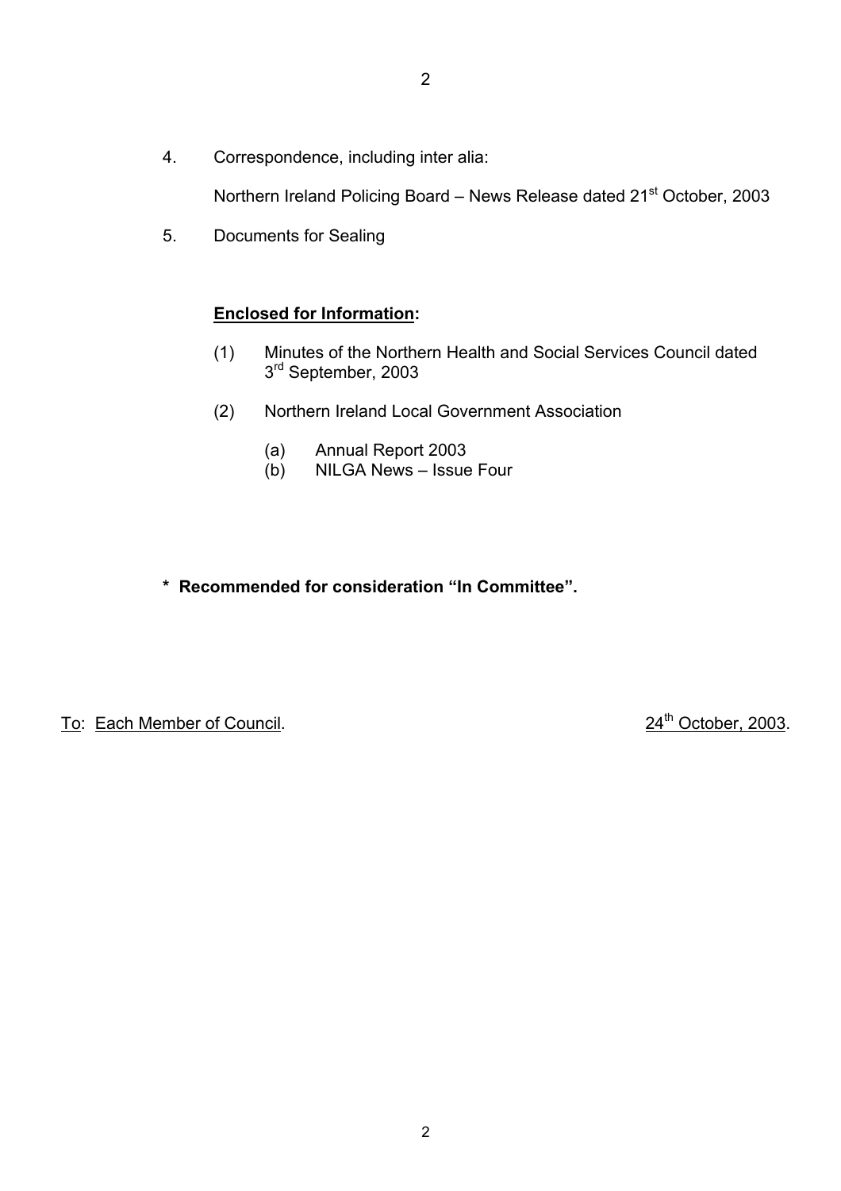4. Correspondence, including inter alia:

   Northern Ireland Policing Board – News Release dated 21st October, 2003

5. Documents for Sealing

**<u>Enclosed for Information</u>:**

(1) Minutes of the Northern Health and Social Services Council dated 3rd September, 2003

(2) Northern Ireland Local Government Association

   (a) Annual Report 2003
   (b) NILGA News – Issue Four

**\* Recommended for consideration "In Committee".**

<u>To</u>: <u>Each Member of Council</u>. <u>24th October, 2003</u>.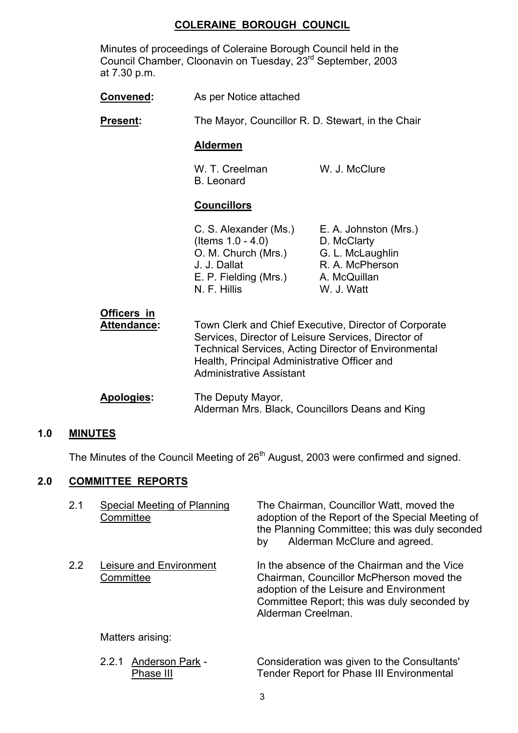# COLERAINE BOROUGH COUNCIL

Minutes of proceedings of Coleraine Borough Council held in the Council Chamber, Cloonavin on Tuesday, 23rd September, 2003 at 7.30 p.m.

**Convened:** As per Notice attached

**Present:** The Mayor, Councillor R. D. Stewart, in the Chair

**Aldermen**

W. T. Creelman
W. J. McClure
B. Leonard

**Councillors**

C. S. Alexander (Ms.) (Items 1.0 - 4.0)
O. M. Church (Mrs.)
J. J. Dallat
E. P. Fielding (Mrs.)
N. F. Hillis
E. A. Johnston (Mrs.)
D. McClarty
G. L. McLaughlin
R. A. McPherson
A. McQuillan
W. J. Watt

**Officers in Attendance:** Town Clerk and Chief Executive, Director of Corporate Services, Director of Leisure Services, Director of Technical Services, Acting Director of Environmental Health, Principal Administrative Officer and Administrative Assistant

**Apologies:** The Deputy Mayor, Alderman Mrs. Black, Councillors Deans and King

## 1.0 MINUTES

The Minutes of the Council Meeting of 26th August, 2003 were confirmed and signed.

## 2.0 COMMITTEE REPORTS

2.1 Special Meeting of Planning Committee — The Chairman, Councillor Watt, moved the adoption of the Report of the Special Meeting of the Planning Committee; this was duly seconded by Alderman McClure and agreed.

2.2 Leisure and Environment Committee — In the absence of the Chairman and the Vice Chairman, Councillor McPherson moved the adoption of the Leisure and Environment Committee Report; this was duly seconded by Alderman Creelman.

Matters arising:

2.2.1 Anderson Park - Phase III — Consideration was given to the Consultants' Tender Report for Phase III Environmental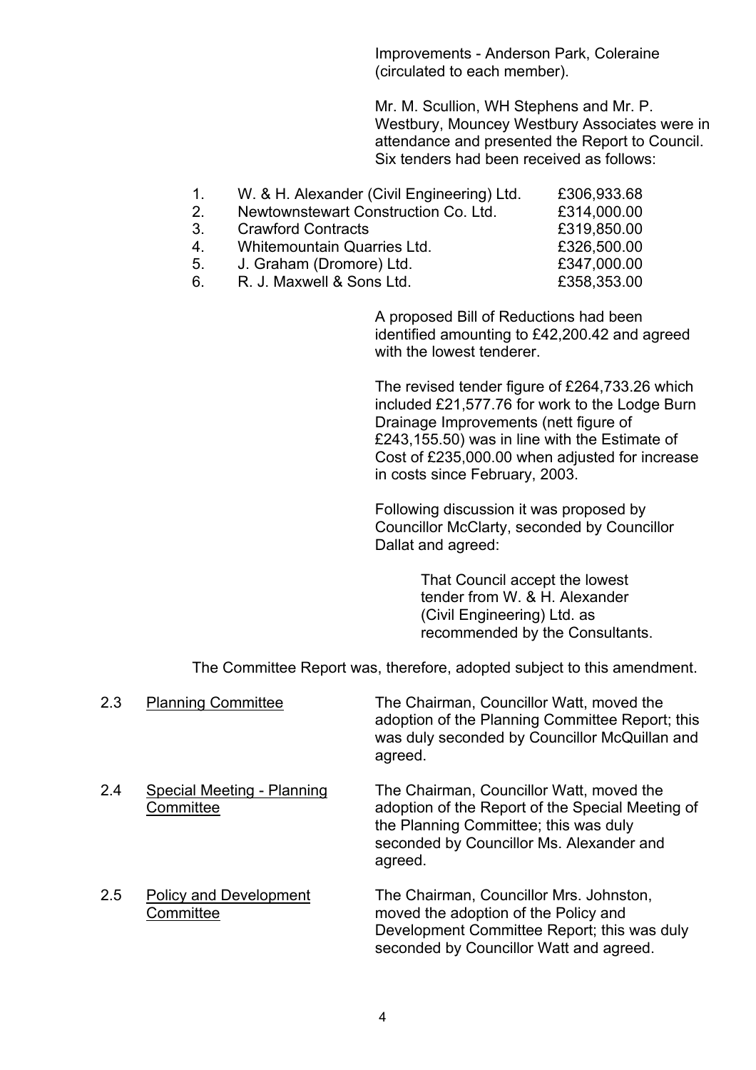Improvements - Anderson Park, Coleraine (circulated to each member).

Mr. M. Scullion, WH Stephens and Mr. P. Westbury, Mouncey Westbury Associates were in attendance and presented the Report to Council. Six tenders had been received as follows:

| | | |
|---|---|---|
| 1. | W. & H. Alexander (Civil Engineering) Ltd. | £306,933.68 |
| 2. | Newtownstewart Construction Co. Ltd. | £314,000.00 |
| 3. | Crawford Contracts | £319,850.00 |
| 4. | Whitemountain Quarries Ltd. | £326,500.00 |
| 5. | J. Graham (Dromore) Ltd. | £347,000.00 |
| 6. | R. J. Maxwell & Sons Ltd. | £358,353.00 |

A proposed Bill of Reductions had been identified amounting to £42,200.42 and agreed with the lowest tenderer.

The revised tender figure of £264,733.26 which included £21,577.76 for work to the Lodge Burn Drainage Improvements (nett figure of £243,155.50) was in line with the Estimate of Cost of £235,000.00 when adjusted for increase in costs since February, 2003.

Following discussion it was proposed by Councillor McClarty, seconded by Councillor Dallat and agreed:

> That Council accept the lowest tender from W. & H. Alexander (Civil Engineering) Ltd. as recommended by the Consultants.

The Committee Report was, therefore, adopted subject to this amendment.

2.3 Planning Committee

The Chairman, Councillor Watt, moved the adoption of the Planning Committee Report; this was duly seconded by Councillor McQuillan and agreed.

2.4 Special Meeting - Planning Committee

The Chairman, Councillor Watt, moved the adoption of the Report of the Special Meeting of the Planning Committee; this was duly seconded by Councillor Ms. Alexander and agreed.

2.5 Policy and Development Committee

The Chairman, Councillor Mrs. Johnston, moved the adoption of the Policy and Development Committee Report; this was duly seconded by Councillor Watt and agreed.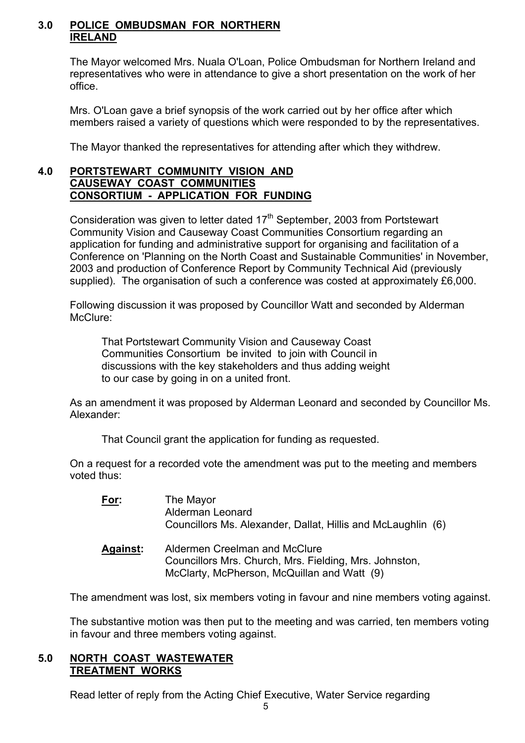## 3.0 POLICE OMBUDSMAN FOR NORTHERN IRELAND

The Mayor welcomed Mrs. Nuala O'Loan, Police Ombudsman for Northern Ireland and representatives who were in attendance to give a short presentation on the work of her office.

Mrs. O'Loan gave a brief synopsis of the work carried out by her office after which members raised a variety of questions which were responded to by the representatives.

The Mayor thanked the representatives for attending after which they withdrew.

## 4.0 PORTSTEWART COMMUNITY VISION AND CAUSEWAY COAST COMMUNITIES CONSORTIUM - APPLICATION FOR FUNDING

Consideration was given to letter dated 17th September, 2003 from Portstewart Community Vision and Causeway Coast Communities Consortium regarding an application for funding and administrative support for organising and facilitation of a Conference on 'Planning on the North Coast and Sustainable Communities' in November, 2003 and production of Conference Report by Community Technical Aid (previously supplied). The organisation of such a conference was costed at approximately £6,000.

Following discussion it was proposed by Councillor Watt and seconded by Alderman McClure:

> That Portstewart Community Vision and Causeway Coast Communities Consortium be invited to join with Council in discussions with the key stakeholders and thus adding weight to our case by going in on a united front.

As an amendment it was proposed by Alderman Leonard and seconded by Councillor Ms. Alexander:

> That Council grant the application for funding as requested.

On a request for a recorded vote the amendment was put to the meeting and members voted thus:

**For:** The Mayor
Alderman Leonard
Councillors Ms. Alexander, Dallat, Hillis and McLaughlin (6)

**Against:** Aldermen Creelman and McClure
Councillors Mrs. Church, Mrs. Fielding, Mrs. Johnston, McClarty, McPherson, McQuillan and Watt (9)

The amendment was lost, six members voting in favour and nine members voting against.

The substantive motion was then put to the meeting and was carried, ten members voting in favour and three members voting against.

## 5.0 NORTH COAST WASTEWATER TREATMENT WORKS

Read letter of reply from the Acting Chief Executive, Water Service regarding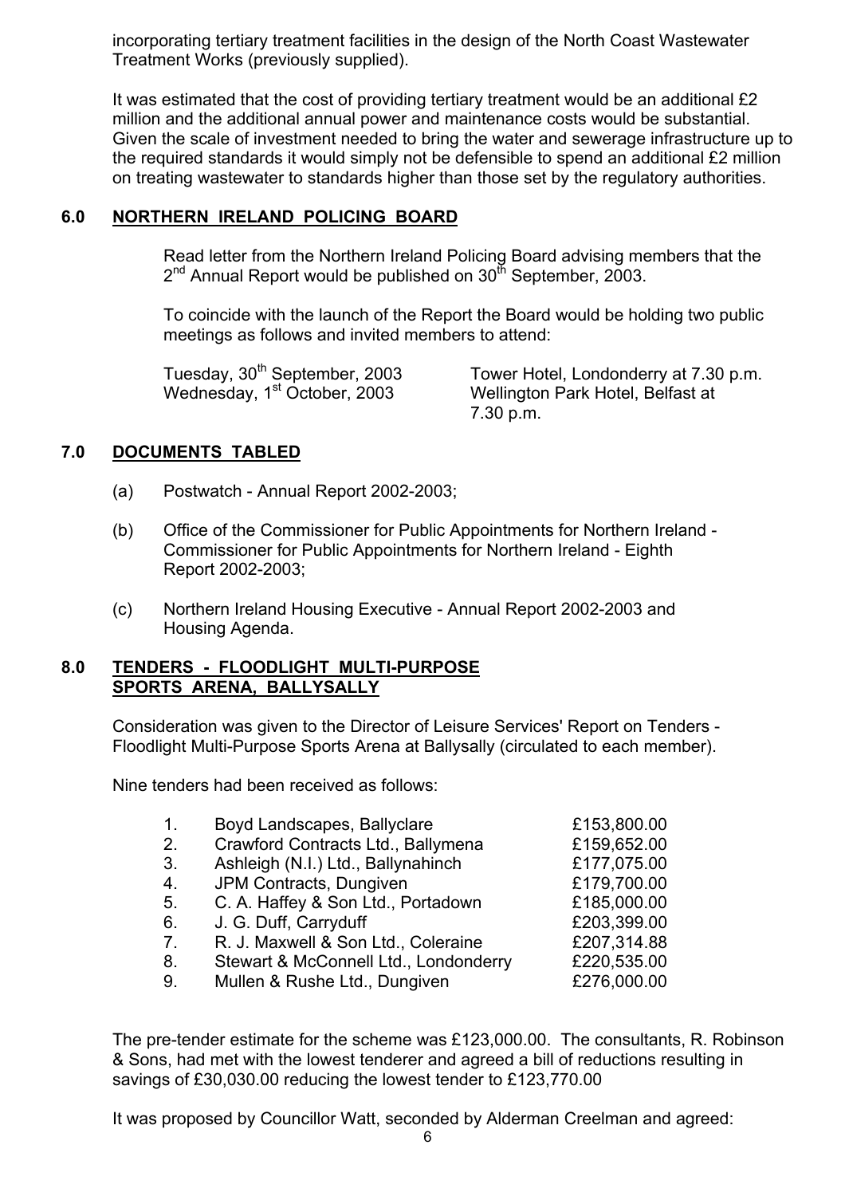incorporating tertiary treatment facilities in the design of the North Coast Wastewater Treatment Works (previously supplied).

It was estimated that the cost of providing tertiary treatment would be an additional £2 million and the additional annual power and maintenance costs would be substantial. Given the scale of investment needed to bring the water and sewerage infrastructure up to the required standards it would simply not be defensible to spend an additional £2 million on treating wastewater to standards higher than those set by the regulatory authorities.

## 6.0 NORTHERN IRELAND POLICING BOARD

Read letter from the Northern Ireland Policing Board advising members that the 2nd Annual Report would be published on 30th September, 2003.

To coincide with the launch of the Report the Board would be holding two public meetings as follows and invited members to attend:

| | |
|---|---|
| Tuesday, 30th September, 2003 | Tower Hotel, Londonderry at 7.30 p.m. |
| Wednesday, 1st October, 2003 | Wellington Park Hotel, Belfast at 7.30 p.m. |

## 7.0 DOCUMENTS TABLED

(a) Postwatch - Annual Report 2002-2003;

(b) Office of the Commissioner for Public Appointments for Northern Ireland - Commissioner for Public Appointments for Northern Ireland - Eighth Report 2002-2003;

(c) Northern Ireland Housing Executive - Annual Report 2002-2003 and Housing Agenda.

## 8.0 TENDERS - FLOODLIGHT MULTI-PURPOSE SPORTS ARENA, BALLYSALLY

Consideration was given to the Director of Leisure Services' Report on Tenders - Floodlight Multi-Purpose Sports Arena at Ballysally (circulated to each member).

Nine tenders had been received as follows:

| | | |
|---|---|---|
| 1. | Boyd Landscapes, Ballyclare | £153,800.00 |
| 2. | Crawford Contracts Ltd., Ballymena | £159,652.00 |
| 3. | Ashleigh (N.I.) Ltd., Ballynahinch | £177,075.00 |
| 4. | JPM Contracts, Dungiven | £179,700.00 |
| 5. | C. A. Haffey & Son Ltd., Portadown | £185,000.00 |
| 6. | J. G. Duff, Carryduff | £203,399.00 |
| 7. | R. J. Maxwell & Son Ltd., Coleraine | £207,314.88 |
| 8. | Stewart & McConnell Ltd., Londonderry | £220,535.00 |
| 9. | Mullen & Rushe Ltd., Dungiven | £276,000.00 |

The pre-tender estimate for the scheme was £123,000.00. The consultants, R. Robinson & Sons, had met with the lowest tenderer and agreed a bill of reductions resulting in savings of £30,030.00 reducing the lowest tender to £123,770.00

It was proposed by Councillor Watt, seconded by Alderman Creelman and agreed: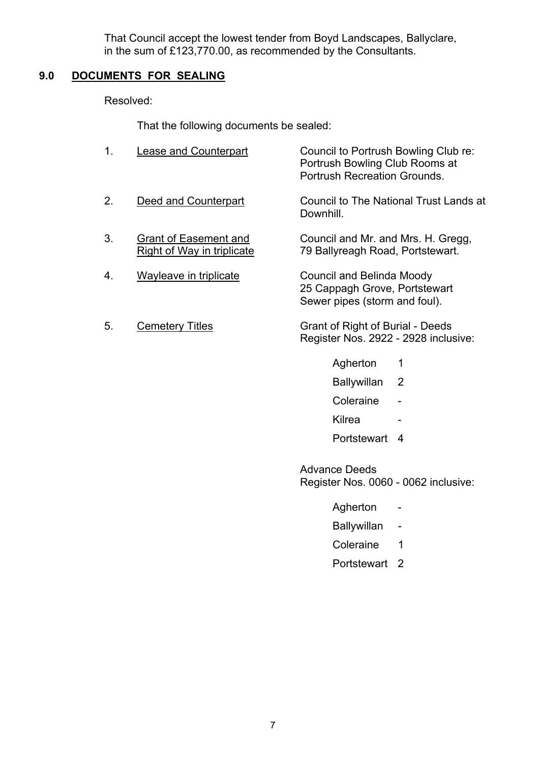That Council accept the lowest tender from Boyd Landscapes, Ballyclare, in the sum of £123,770.00, as recommended by the Consultants.

## 9.0 DOCUMENTS FOR SEALING

Resolved:

That the following documents be sealed:

1. Lease and Counterpart — Council to Portrush Bowling Club re: Portrush Bowling Club Rooms at Portrush Recreation Grounds.

2. Deed and Counterpart — Council to The National Trust Lands at Downhill.

3. Grant of Easement and Right of Way in triplicate — Council and Mr. and Mrs. H. Gregg, 79 Ballyreagh Road, Portstewart.

4. Wayleave in triplicate — Council and Belinda Moody 25 Cappagh Grove, Portstewart Sewer pipes (storm and foul).

5. Cemetery Titles — Grant of Right of Burial - Deeds Register Nos. 2922 - 2928 inclusive:

| | |
|---|---|
| Agherton | 1 |
| Ballywillan | 2 |
| Coleraine | - |
| Kilrea | - |
| Portstewart | 4 |

Advance Deeds Register Nos. 0060 - 0062 inclusive:

| | |
|---|---|
| Agherton | - |
| Ballywillan | - |
| Coleraine | 1 |
| Portstewart | 2 |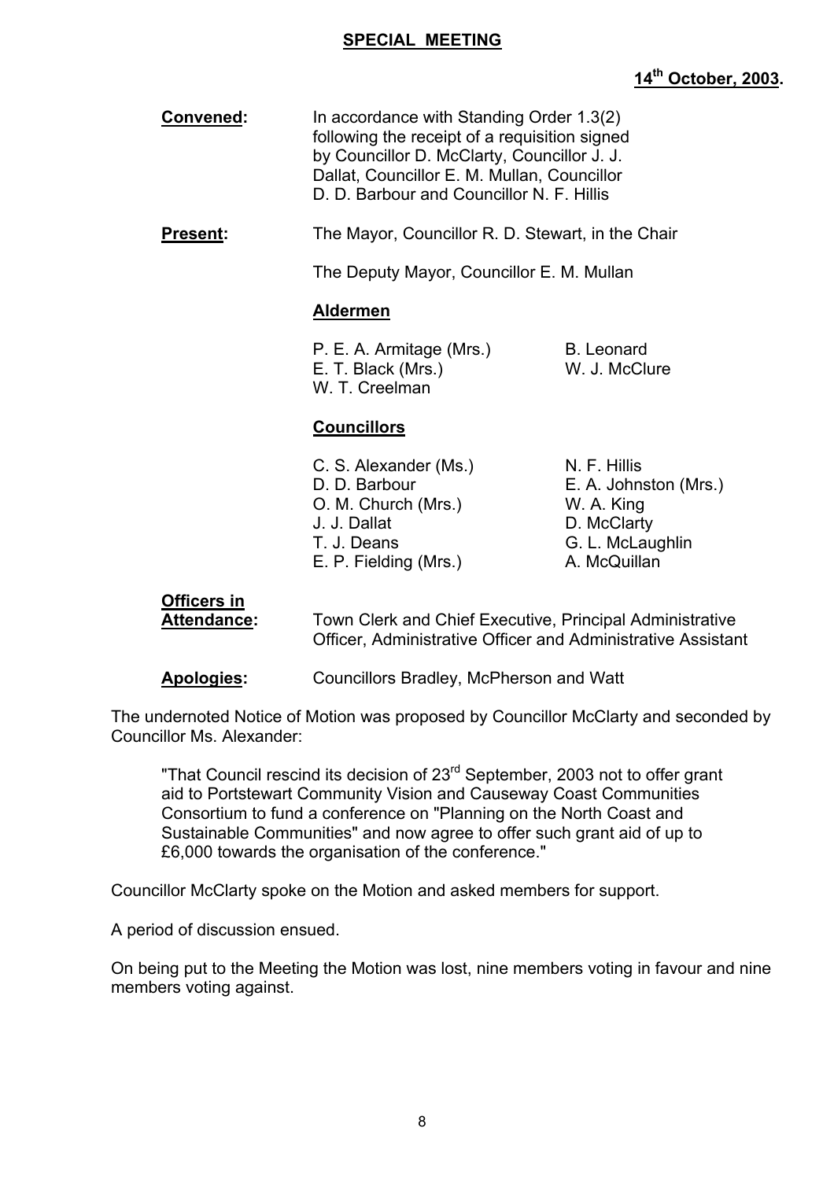## SPECIAL MEETING

**14th October, 2003.**

**Convened:** In accordance with Standing Order 1.3(2) following the receipt of a requisition signed by Councillor D. McClarty, Councillor J. J. Dallat, Councillor E. M. Mullan, Councillor D. D. Barbour and Councillor N. F. Hillis

**Present:** The Mayor, Councillor R. D. Stewart, in the Chair

The Deputy Mayor, Councillor E. M. Mullan

**Aldermen**

| | |
|---|---|
| P. E. A. Armitage (Mrs.) | B. Leonard |
| E. T. Black (Mrs.) | W. J. McClure |
| W. T. Creelman | |

**Councillors**

| | |
|---|---|
| C. S. Alexander (Ms.) | N. F. Hillis |
| D. D. Barbour | E. A. Johnston (Mrs.) |
| O. M. Church (Mrs.) | W. A. King |
| J. J. Dallat | D. McClarty |
| T. J. Deans | G. L. McLaughlin |
| E. P. Fielding (Mrs.) | A. McQuillan |

**Officers in Attendance:** Town Clerk and Chief Executive, Principal Administrative Officer, Administrative Officer and Administrative Assistant

**Apologies:** Councillors Bradley, McPherson and Watt

The undernoted Notice of Motion was proposed by Councillor McClarty and seconded by Councillor Ms. Alexander:

> "That Council rescind its decision of 23rd September, 2003 not to offer grant aid to Portstewart Community Vision and Causeway Coast Communities Consortium to fund a conference on "Planning on the North Coast and Sustainable Communities" and now agree to offer such grant aid of up to £6,000 towards the organisation of the conference."

Councillor McClarty spoke on the Motion and asked members for support.

A period of discussion ensued.

On being put to the Meeting the Motion was lost, nine members voting in favour and nine members voting against.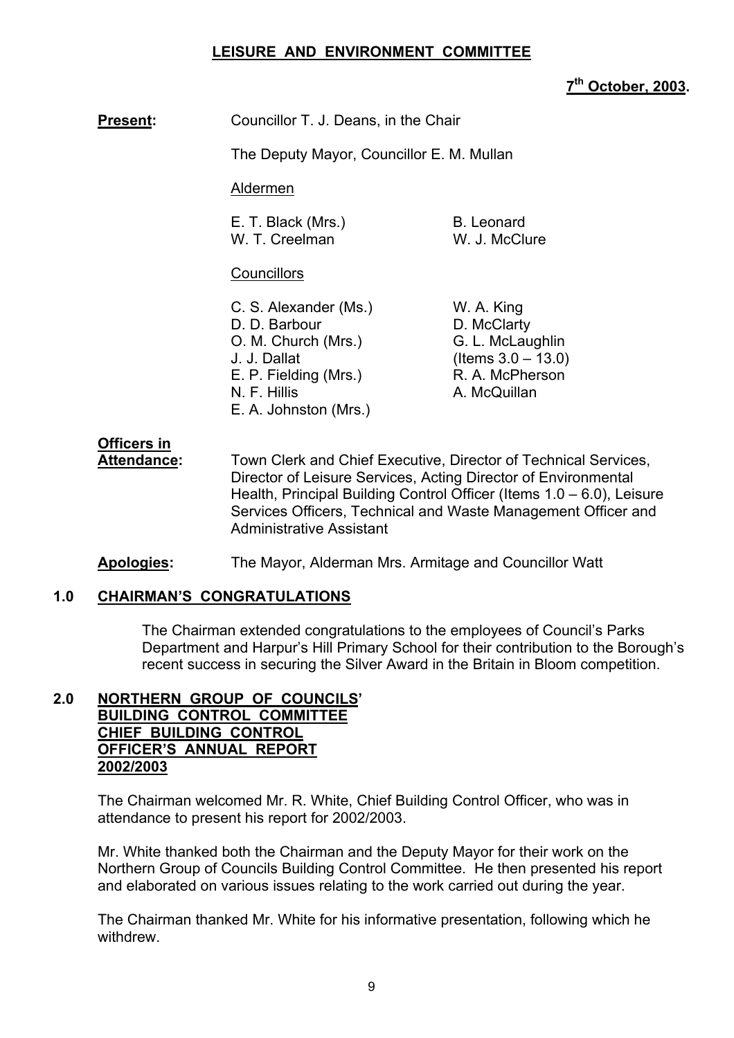**LEISURE AND ENVIRONMENT COMMITTEE**

**7th October, 2003.**

**Present:** Councillor T. J. Deans, in the Chair

The Deputy Mayor, Councillor E. M. Mullan

Aldermen

E. T. Black (Mrs.)
W. T. Creelman
B. Leonard
W. J. McClure

Councillors

C. S. Alexander (Ms.)
D. D. Barbour
O. M. Church (Mrs.)
J. J. Dallat
E. P. Fielding (Mrs.)
N. F. Hillis
E. A. Johnston (Mrs.)
W. A. King
D. McClarty
G. L. McLaughlin (Items 3.0 – 13.0)
R. A. McPherson
A. McQuillan

**Officers in Attendance:** Town Clerk and Chief Executive, Director of Technical Services, Director of Leisure Services, Acting Director of Environmental Health, Principal Building Control Officer (Items 1.0 – 6.0), Leisure Services Officers, Technical and Waste Management Officer and Administrative Assistant

**Apologies:** The Mayor, Alderman Mrs. Armitage and Councillor Watt

## 1.0 CHAIRMAN'S CONGRATULATIONS

The Chairman extended congratulations to the employees of Council's Parks Department and Harpur's Hill Primary School for their contribution to the Borough's recent success in securing the Silver Award in the Britain in Bloom competition.

## 2.0 NORTHERN GROUP OF COUNCILS' BUILDING CONTROL COMMITTEE CHIEF BUILDING CONTROL OFFICER'S ANNUAL REPORT 2002/2003

The Chairman welcomed Mr. R. White, Chief Building Control Officer, who was in attendance to present his report for 2002/2003.

Mr. White thanked both the Chairman and the Deputy Mayor for their work on the Northern Group of Councils Building Control Committee. He then presented his report and elaborated on various issues relating to the work carried out during the year.

The Chairman thanked Mr. White for his informative presentation, following which he withdrew.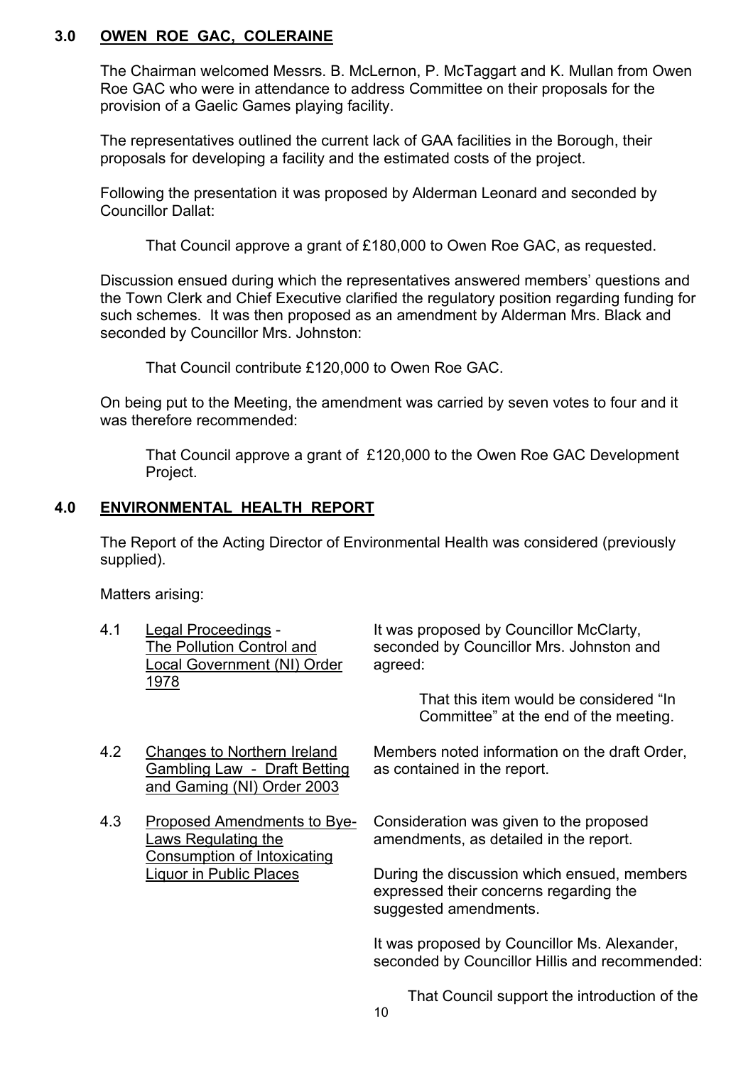## 3.0 OWEN ROE GAC, COLERAINE

The Chairman welcomed Messrs. B. McLernon, P. McTaggart and K. Mullan from Owen Roe GAC who were in attendance to address Committee on their proposals for the provision of a Gaelic Games playing facility.

The representatives outlined the current lack of GAA facilities in the Borough, their proposals for developing a facility and the estimated costs of the project.

Following the presentation it was proposed by Alderman Leonard and seconded by Councillor Dallat:

> That Council approve a grant of £180,000 to Owen Roe GAC, as requested.

Discussion ensued during which the representatives answered members' questions and the Town Clerk and Chief Executive clarified the regulatory position regarding funding for such schemes. It was then proposed as an amendment by Alderman Mrs. Black and seconded by Councillor Mrs. Johnston:

> That Council contribute £120,000 to Owen Roe GAC.

On being put to the Meeting, the amendment was carried by seven votes to four and it was therefore recommended:

> That Council approve a grant of £120,000 to the Owen Roe GAC Development Project.

## 4.0 ENVIRONMENTAL HEALTH REPORT

The Report of the Acting Director of Environmental Health was considered (previously supplied).

Matters arising:

**4.1 Legal Proceedings - The Pollution Control and Local Government (NI) Order 1978**

It was proposed by Councillor McClarty, seconded by Councillor Mrs. Johnston and agreed:

> That this item would be considered "In Committee" at the end of the meeting.

**4.2 Changes to Northern Ireland Gambling Law - Draft Betting and Gaming (NI) Order 2003**

Members noted information on the draft Order, as contained in the report.

**4.3 Proposed Amendments to Bye-Laws Regulating the Consumption of Intoxicating Liquor in Public Places**

Consideration was given to the proposed amendments, as detailed in the report.

During the discussion which ensued, members expressed their concerns regarding the suggested amendments.

It was proposed by Councillor Ms. Alexander, seconded by Councillor Hillis and recommended:

> That Council support the introduction of the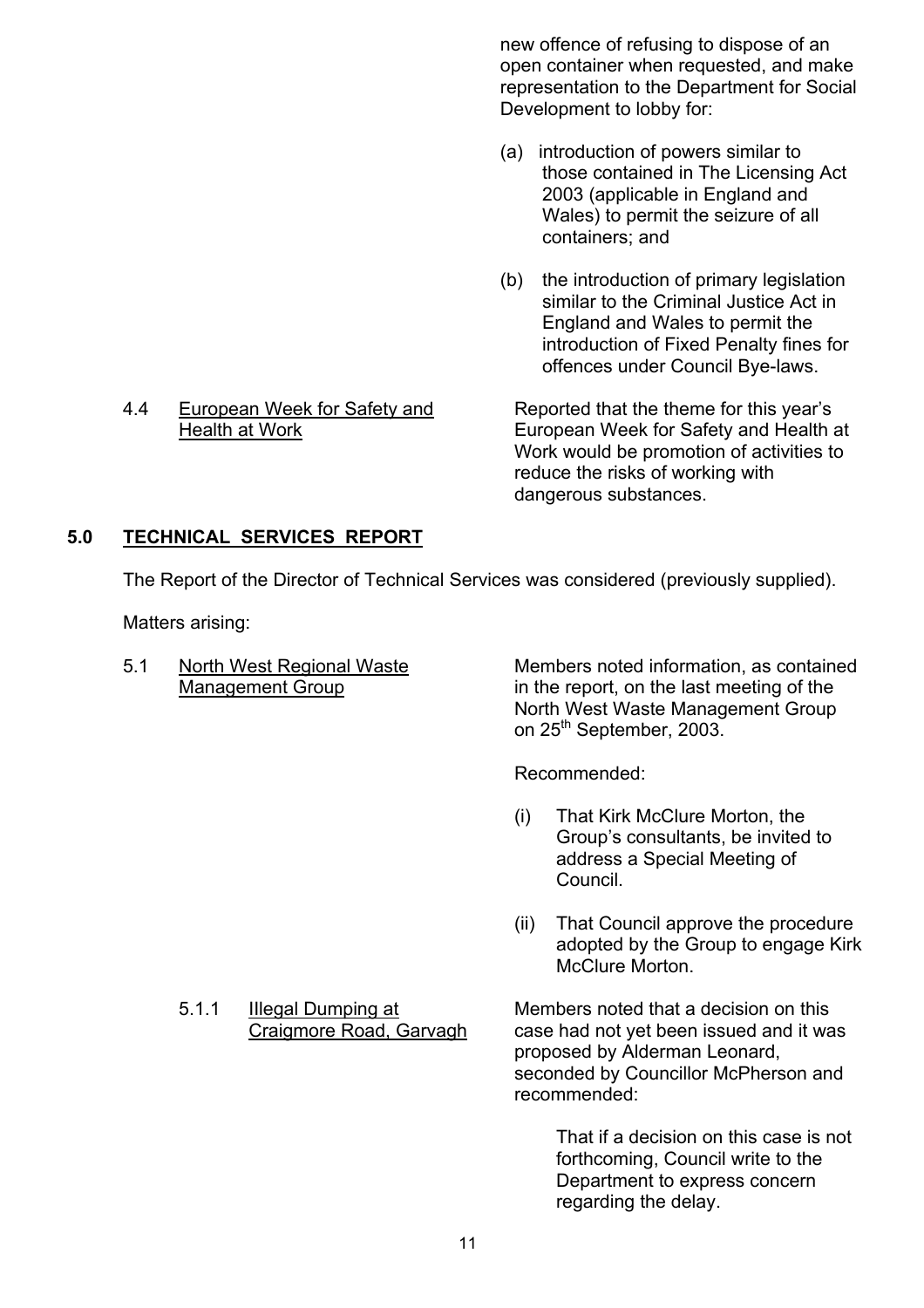new offence of refusing to dispose of an open container when requested, and make representation to the Department for Social Development to lobby for:

(a) introduction of powers similar to those contained in The Licensing Act 2003 (applicable in England and Wales) to permit the seizure of all containers; and

(b) the introduction of primary legislation similar to the Criminal Justice Act in England and Wales to permit the introduction of Fixed Penalty fines for offences under Council Bye-laws.

4.4 European Week for Safety and Health at Work

Reported that the theme for this year's European Week for Safety and Health at Work would be promotion of activities to reduce the risks of working with dangerous substances.

## 5.0 TECHNICAL SERVICES REPORT

The Report of the Director of Technical Services was considered (previously supplied).

Matters arising:

5.1 North West Regional Waste Management Group

Members noted information, as contained in the report, on the last meeting of the North West Waste Management Group on 25th September, 2003.

Recommended:

(i) That Kirk McClure Morton, the Group's consultants, be invited to address a Special Meeting of Council.

(ii) That Council approve the procedure adopted by the Group to engage Kirk McClure Morton.

5.1.1 Illegal Dumping at Craigmore Road, Garvagh

Members noted that a decision on this case had not yet been issued and it was proposed by Alderman Leonard, seconded by Councillor McPherson and recommended:

That if a decision on this case is not forthcoming, Council write to the Department to express concern regarding the delay.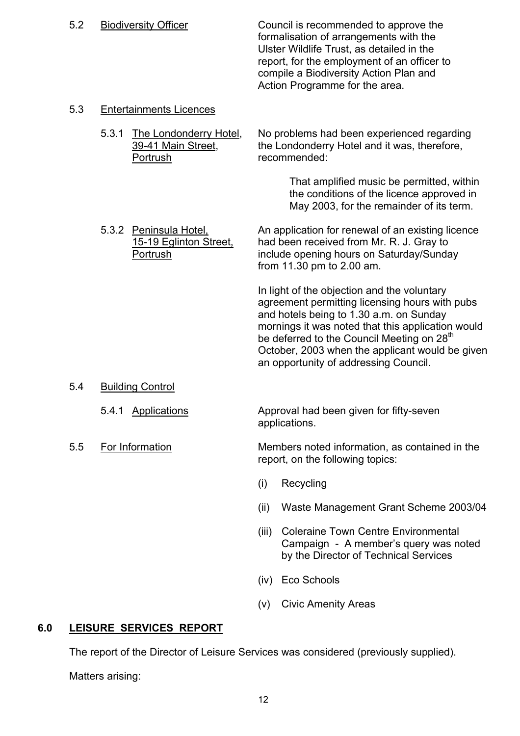5.2 <u>Biodiversity Officer</u>

Council is recommended to approve the formalisation of arrangements with the Ulster Wildlife Trust, as detailed in the report, for the employment of an officer to compile a Biodiversity Action Plan and Action Programme for the area.

5.3 <u>Entertainments Licences</u>

5.3.1 <u>The Londonderry Hotel, 39-41 Main Street, Portrush</u>

No problems had been experienced regarding the Londonderry Hotel and it was, therefore, recommended:

> That amplified music be permitted, within the conditions of the licence approved in May 2003, for the remainder of its term.

5.3.2 <u>Peninsula Hotel, 15-19 Eglinton Street, Portrush</u>

An application for renewal of an existing licence had been received from Mr. R. J. Gray to include opening hours on Saturday/Sunday from 11.30 pm to 2.00 am.

In light of the objection and the voluntary agreement permitting licensing hours with pubs and hotels being to 1.30 a.m. on Sunday mornings it was noted that this application would be deferred to the Council Meeting on 28th October, 2003 when the applicant would be given an opportunity of addressing Council.

5.4 <u>Building Control</u>

5.4.1 <u>Applications</u>

Approval had been given for fifty-seven applications.

5.5 <u>For Information</u>

Members noted information, as contained in the report, on the following topics:

(i) Recycling

(ii) Waste Management Grant Scheme 2003/04

(iii) Coleraine Town Centre Environmental Campaign - A member's query was noted by the Director of Technical Services

(iv) Eco Schools

(v) Civic Amenity Areas

## 6.0 LEISURE SERVICES REPORT

The report of the Director of Leisure Services was considered (previously supplied).

Matters arising: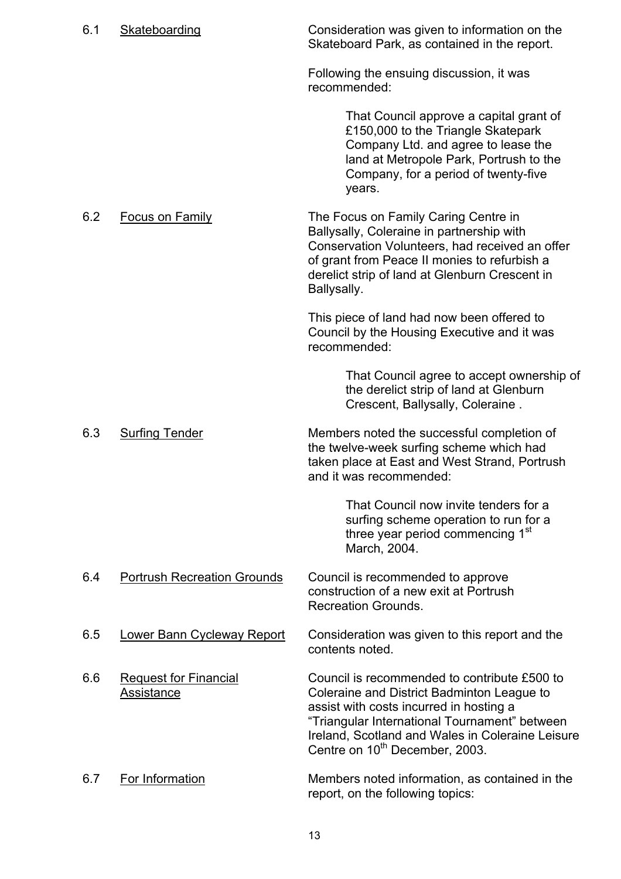6.1 <u>Skateboarding</u>

Consideration was given to information on the Skateboard Park, as contained in the report.

Following the ensuing discussion, it was recommended:

> That Council approve a capital grant of £150,000 to the Triangle Skatepark Company Ltd. and agree to lease the land at Metropole Park, Portrush to the Company, for a period of twenty-five years.

6.2 <u>Focus on Family</u>

The Focus on Family Caring Centre in Ballysally, Coleraine in partnership with Conservation Volunteers, had received an offer of grant from Peace II monies to refurbish a derelict strip of land at Glenburn Crescent in Ballysally.

This piece of land had now been offered to Council by the Housing Executive and it was recommended:

> That Council agree to accept ownership of the derelict strip of land at Glenburn Crescent, Ballysally, Coleraine .

6.3 <u>Surfing Tender</u>

Members noted the successful completion of the twelve-week surfing scheme which had taken place at East and West Strand, Portrush and it was recommended:

> That Council now invite tenders for a surfing scheme operation to run for a three year period commencing 1st March, 2004.

6.4 <u>Portrush Recreation Grounds</u>

Council is recommended to approve construction of a new exit at Portrush Recreation Grounds.

6.5 <u>Lower Bann Cycleway Report</u>

Consideration was given to this report and the contents noted.

6.6 <u>Request for Financial Assistance</u>

Council is recommended to contribute £500 to Coleraine and District Badminton League to assist with costs incurred in hosting a "Triangular International Tournament" between Ireland, Scotland and Wales in Coleraine Leisure Centre on 10th December, 2003.

6.7 <u>For Information</u>

Members noted information, as contained in the report, on the following topics: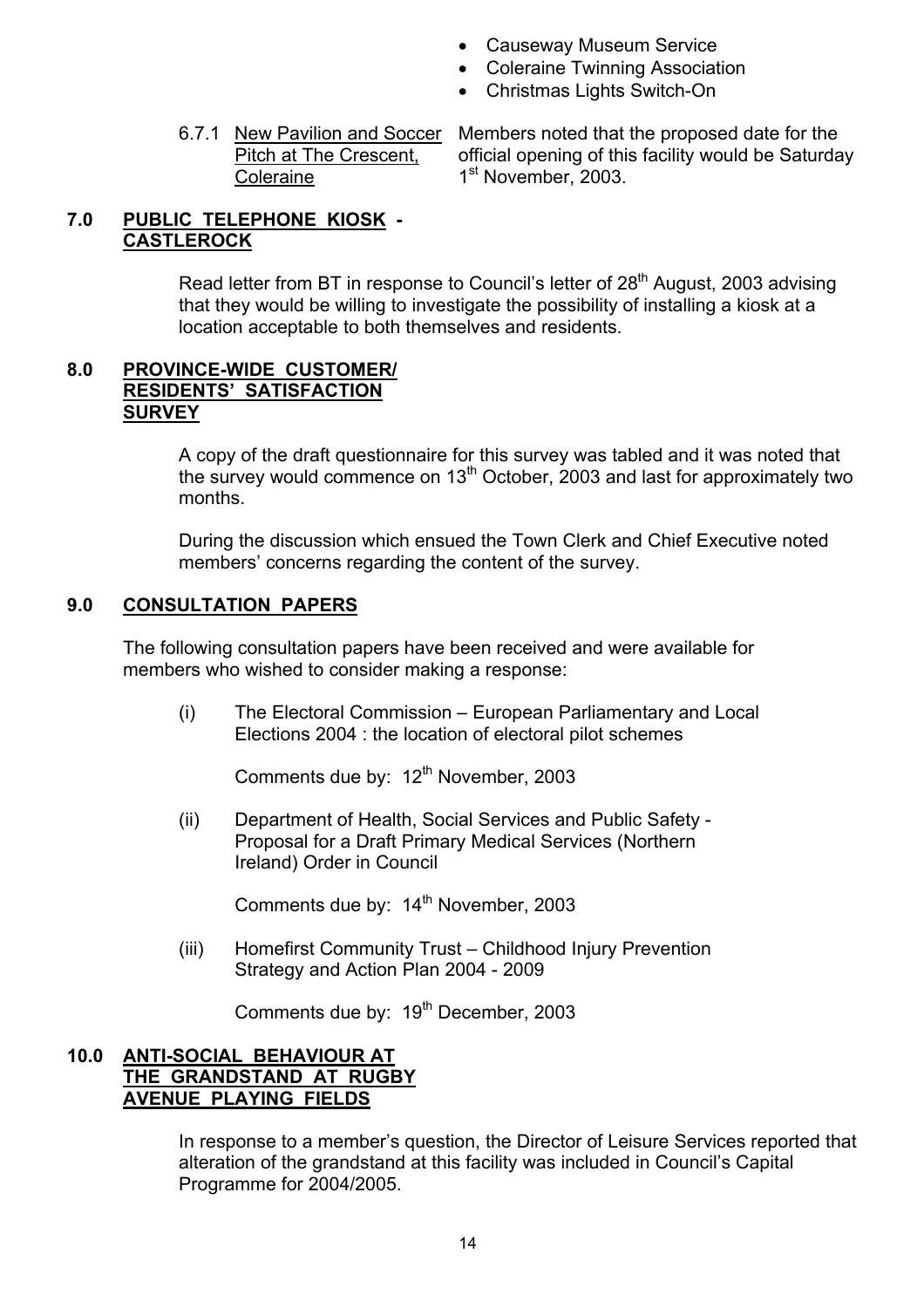- Causeway Museum Service
- Coleraine Twinning Association
- Christmas Lights Switch-On

6.7.1 New Pavilion and Soccer Pitch at The Crescent, Coleraine

Members noted that the proposed date for the official opening of this facility would be Saturday 1st November, 2003.

## 7.0 PUBLIC TELEPHONE KIOSK - CASTLEROCK

Read letter from BT in response to Council's letter of 28th August, 2003 advising that they would be willing to investigate the possibility of installing a kiosk at a location acceptable to both themselves and residents.

## 8.0 PROVINCE-WIDE CUSTOMER/ RESIDENTS' SATISFACTION SURVEY

A copy of the draft questionnaire for this survey was tabled and it was noted that the survey would commence on 13th October, 2003 and last for approximately two months.

During the discussion which ensued the Town Clerk and Chief Executive noted members' concerns regarding the content of the survey.

## 9.0 CONSULTATION PAPERS

The following consultation papers have been received and were available for members who wished to consider making a response:

(i) The Electoral Commission – European Parliamentary and Local Elections 2004 : the location of electoral pilot schemes

Comments due by: 12th November, 2003

(ii) Department of Health, Social Services and Public Safety - Proposal for a Draft Primary Medical Services (Northern Ireland) Order in Council

Comments due by: 14th November, 2003

(iii) Homefirst Community Trust – Childhood Injury Prevention Strategy and Action Plan 2004 - 2009

Comments due by: 19th December, 2003

## 10.0 ANTI-SOCIAL BEHAVIOUR AT THE GRANDSTAND AT RUGBY AVENUE PLAYING FIELDS

In response to a member's question, the Director of Leisure Services reported that alteration of the grandstand at this facility was included in Council's Capital Programme for 2004/2005.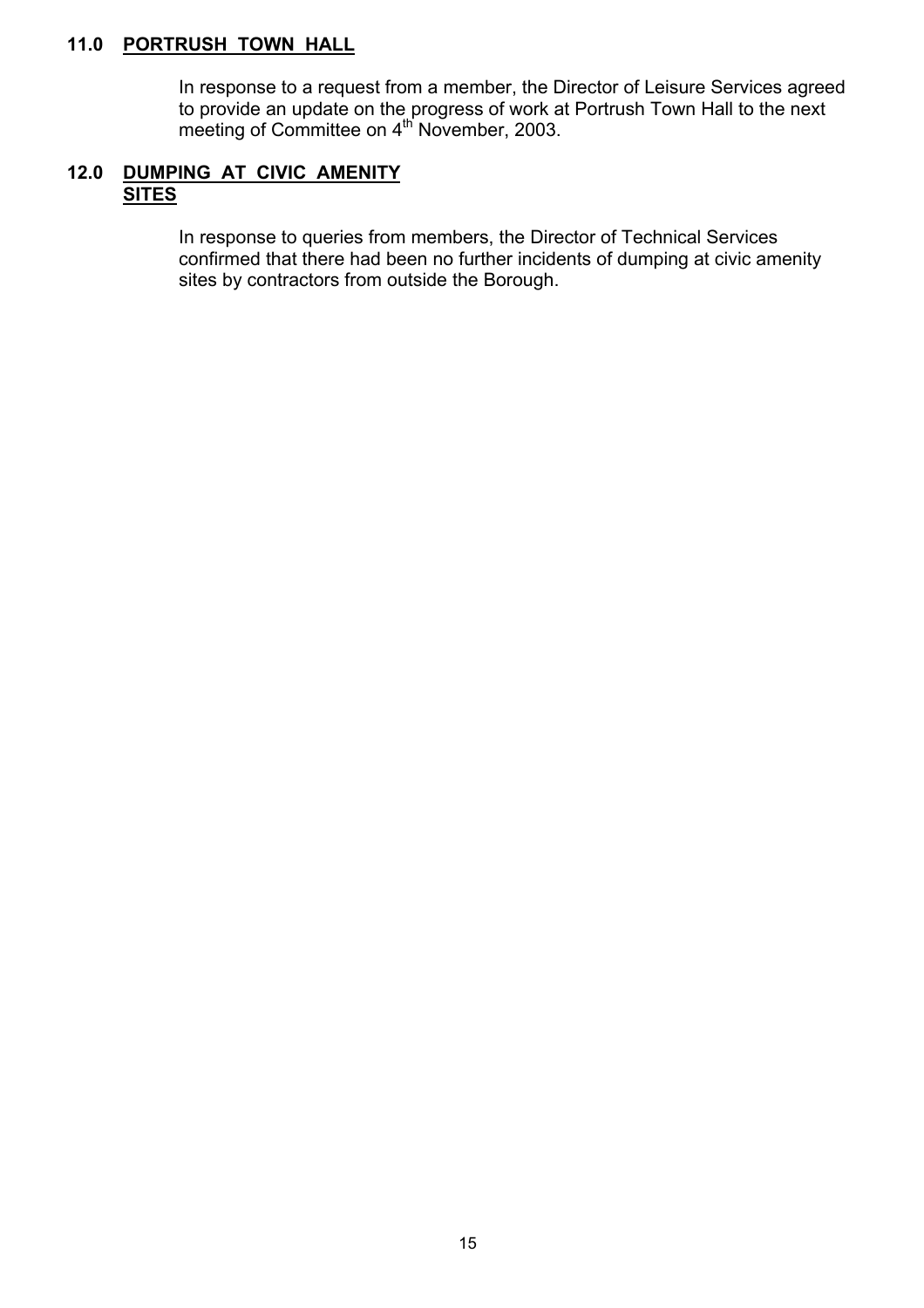## 11.0 PORTRUSH TOWN HALL

In response to a request from a member, the Director of Leisure Services agreed to provide an update on the progress of work at Portrush Town Hall to the next meeting of Committee on 4th November, 2003.

## 12.0 DUMPING AT CIVIC AMENITY SITES

In response to queries from members, the Director of Technical Services confirmed that there had been no further incidents of dumping at civic amenity sites by contractors from outside the Borough.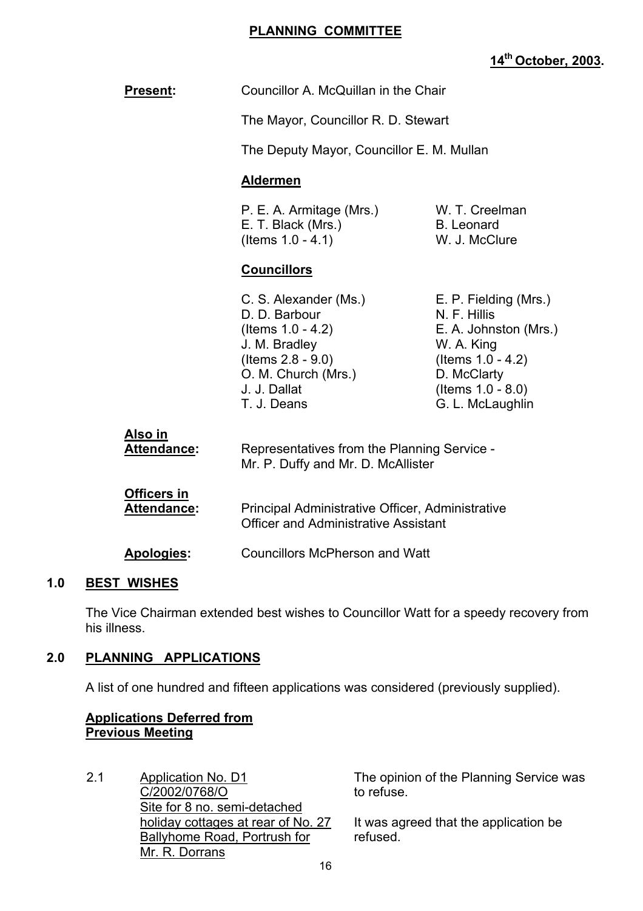# PLANNING COMMITTEE

**14th October, 2003.**

**Present:** Councillor A. McQuillan in the Chair

The Mayor, Councillor R. D. Stewart

The Deputy Mayor, Councillor E. M. Mullan

**Aldermen**

P. E. A. Armitage (Mrs.)
W. T. Creelman
E. T. Black (Mrs.) (Items 1.0 - 4.1)
B. Leonard
W. J. McClure

**Councillors**

C. S. Alexander (Ms.)
E. P. Fielding (Mrs.)
D. D. Barbour (Items 1.0 - 4.2)
N. F. Hillis
E. A. Johnston (Mrs.)
J. M. Bradley (Items 2.8 - 9.0)
W. A. King (Items 1.0 - 4.2)
O. M. Church (Mrs.)
D. McClarty (Items 1.0 - 8.0)
J. J. Dallat
T. J. Deans
G. L. McLaughlin

**Also in Attendance:** Representatives from the Planning Service - Mr. P. Duffy and Mr. D. McAllister

**Officers in Attendance:** Principal Administrative Officer, Administrative Officer and Administrative Assistant

**Apologies:** Councillors McPherson and Watt

## 1.0 BEST WISHES

The Vice Chairman extended best wishes to Councillor Watt for a speedy recovery from his illness.

## 2.0 PLANNING APPLICATIONS

A list of one hundred and fifteen applications was considered (previously supplied).

**Applications Deferred from Previous Meeting**

2.1 Application No. D1
C/2002/0768/O
Site for 8 no. semi-detached holiday cottages at rear of No. 27 Ballyhome Road, Portrush for Mr. R. Dorrans

The opinion of the Planning Service was to refuse.

It was agreed that the application be refused.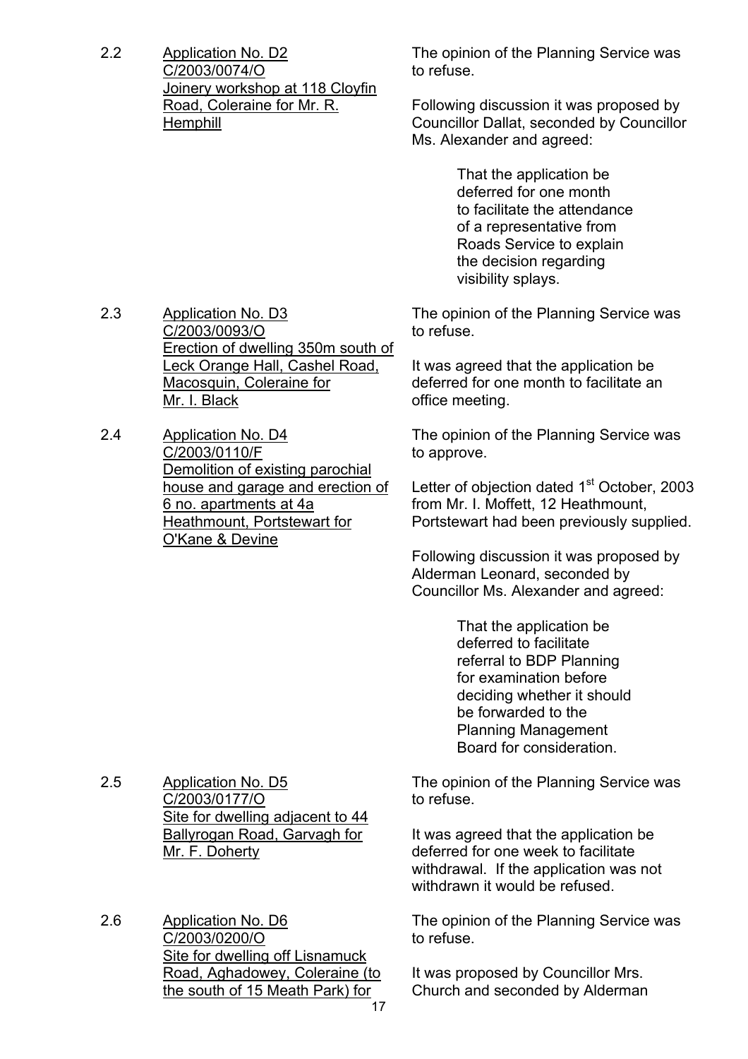2.2 <u>Application No. D2</u>
<u>C/2003/0074/O</u>
<u>Joinery workshop at 118 Cloyfin Road, Coleraine for Mr. R. Hemphill</u>

The opinion of the Planning Service was to refuse.

Following discussion it was proposed by Councillor Dallat, seconded by Councillor Ms. Alexander and agreed:

> That the application be deferred for one month to facilitate the attendance of a representative from Roads Service to explain the decision regarding visibility splays.

2.3 <u>Application No. D3</u>
<u>C/2003/0093/O</u>
<u>Erection of dwelling 350m south of Leck Orange Hall, Cashel Road, Macosquin, Coleraine for Mr. I. Black</u>

The opinion of the Planning Service was to refuse.

It was agreed that the application be deferred for one month to facilitate an office meeting.

2.4 <u>Application No. D4</u>
<u>C/2003/0110/F</u>
<u>Demolition of existing parochial house and garage and erection of 6 no. apartments at 4a Heathmount, Portstewart for O'Kane & Devine</u>

The opinion of the Planning Service was to approve.

Letter of objection dated 1st October, 2003 from Mr. I. Moffett, 12 Heathmount, Portstewart had been previously supplied.

Following discussion it was proposed by Alderman Leonard, seconded by Councillor Ms. Alexander and agreed:

> That the application be deferred to facilitate referral to BDP Planning for examination before deciding whether it should be forwarded to the Planning Management Board for consideration.

2.5 <u>Application No. D5</u>
<u>C/2003/0177/O</u>
<u>Site for dwelling adjacent to 44 Ballyrogan Road, Garvagh for Mr. F. Doherty</u>

The opinion of the Planning Service was to refuse.

It was agreed that the application be deferred for one week to facilitate withdrawal. If the application was not withdrawn it would be refused.

2.6 <u>Application No. D6</u>
<u>C/2003/0200/O</u>
<u>Site for dwelling off Lisnamuck Road, Aghadowey, Coleraine (to the south of 15 Meath Park) for</u>

The opinion of the Planning Service was to refuse.

It was proposed by Councillor Mrs. Church and seconded by Alderman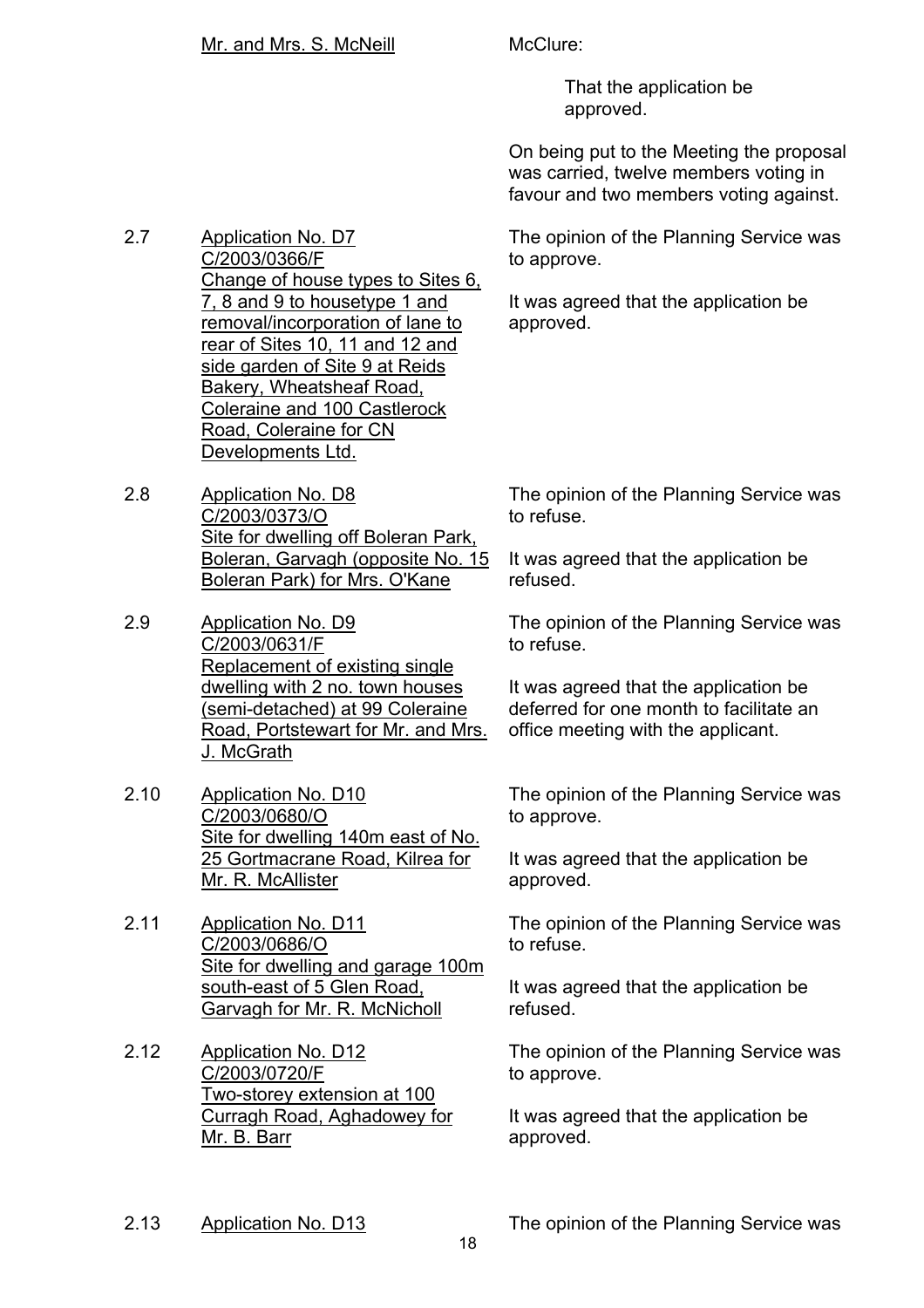Mr. and Mrs. S. McNeill

McClure:

> That the application be approved.

On being put to the Meeting the proposal was carried, twelve members voting in favour and two members voting against.

2.7 Application No. D7
C/2003/0366/F
Change of house types to Sites 6, 7, 8 and 9 to housetype 1 and removal/incorporation of lane to rear of Sites 10, 11 and 12 and side garden of Site 9 at Reids Bakery, Wheatsheaf Road, Coleraine and 100 Castlerock Road, Coleraine for CN Developments Ltd.

The opinion of the Planning Service was to approve.

It was agreed that the application be approved.

2.8 Application No. D8
C/2003/0373/O
Site for dwelling off Boleran Park, Boleran, Garvagh (opposite No. 15 Boleran Park) for Mrs. O'Kane

The opinion of the Planning Service was to refuse.

It was agreed that the application be refused.

2.9 Application No. D9
C/2003/0631/F
Replacement of existing single dwelling with 2 no. town houses (semi-detached) at 99 Coleraine Road, Portstewart for Mr. and Mrs. J. McGrath

The opinion of the Planning Service was to refuse.

It was agreed that the application be deferred for one month to facilitate an office meeting with the applicant.

2.10 Application No. D10
C/2003/0680/O
Site for dwelling 140m east of No. 25 Gortmacrane Road, Kilrea for Mr. R. McAllister

The opinion of the Planning Service was to approve.

It was agreed that the application be approved.

2.11 Application No. D11
C/2003/0686/O
Site for dwelling and garage 100m south-east of 5 Glen Road, Garvagh for Mr. R. McNicholl

The opinion of the Planning Service was to refuse.

It was agreed that the application be refused.

2.12 Application No. D12
C/2003/0720/F
Two-storey extension at 100 Curragh Road, Aghadowey for Mr. B. Barr

The opinion of the Planning Service was to approve.

It was agreed that the application be approved.

2.13 Application No. D13

The opinion of the Planning Service was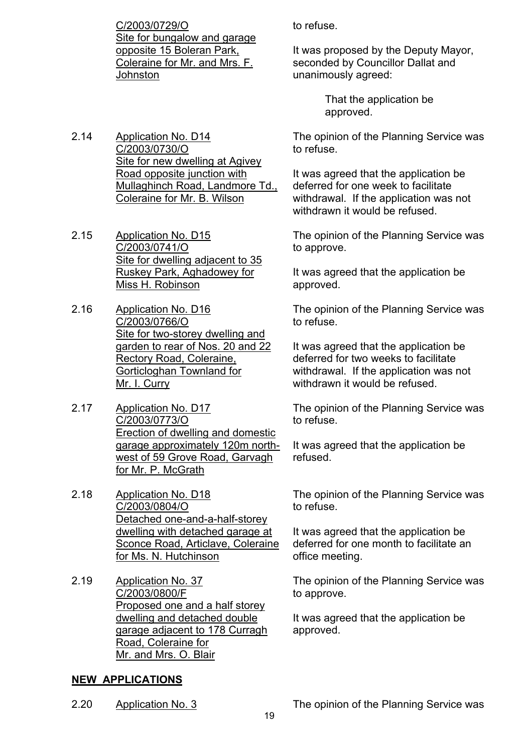C/2003/0729/O
Site for bungalow and garage opposite 15 Boleran Park, Coleraine for Mr. and Mrs. F. Johnston

to refuse.

It was proposed by the Deputy Mayor, seconded by Councillor Dallat and unanimously agreed:

> That the application be approved.

2.14 Application No. D14
C/2003/0730/O
Site for new dwelling at Agivey Road opposite junction with Mullaghinch Road, Landmore Td., Coleraine for Mr. B. Wilson

The opinion of the Planning Service was to refuse.

It was agreed that the application be deferred for one week to facilitate withdrawal. If the application was not withdrawn it would be refused.

2.15 Application No. D15
C/2003/0741/O
Site for dwelling adjacent to 35 Ruskey Park, Aghadowey for Miss H. Robinson

The opinion of the Planning Service was to approve.

It was agreed that the application be approved.

2.16 Application No. D16
C/2003/0766/O
Site for two-storey dwelling and garden to rear of Nos. 20 and 22 Rectory Road, Coleraine, Gorticloghan Townland for Mr. I. Curry

The opinion of the Planning Service was to refuse.

It was agreed that the application be deferred for two weeks to facilitate withdrawal. If the application was not withdrawn it would be refused.

2.17 Application No. D17
C/2003/0773/O
Erection of dwelling and domestic garage approximately 120m north-west of 59 Grove Road, Garvagh for Mr. P. McGrath

The opinion of the Planning Service was to refuse.

It was agreed that the application be refused.

2.18 Application No. D18
C/2003/0804/O
Detached one-and-a-half-storey dwelling with detached garage at Sconce Road, Articlave, Coleraine for Ms. N. Hutchinson

The opinion of the Planning Service was to refuse.

It was agreed that the application be deferred for one month to facilitate an office meeting.

2.19 Application No. 37
C/2003/0800/F
Proposed one and a half storey dwelling and detached double garage adjacent to 178 Curragh Road, Coleraine for Mr. and Mrs. O. Blair

The opinion of the Planning Service was to approve.

It was agreed that the application be approved.

**NEW APPLICATIONS**

2.20 Application No. 3

The opinion of the Planning Service was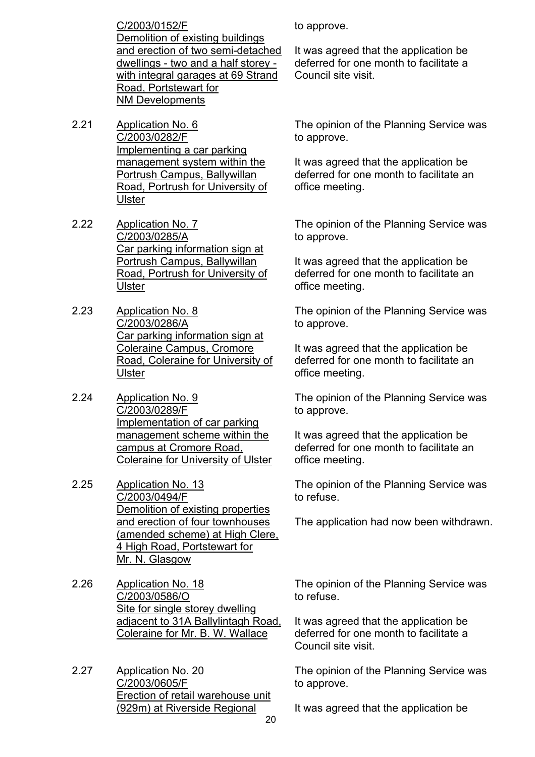C/2003/0152/F
Demolition of existing buildings and erection of two semi-detached dwellings - two and a half storey - with integral garages at 69 Strand Road, Portstewart for NM Developments

to approve.

It was agreed that the application be deferred for one month to facilitate a Council site visit.

2.21 Application No. 6
C/2003/0282/F
Implementing a car parking management system within the Portrush Campus, Ballywillan Road, Portrush for University of Ulster

The opinion of the Planning Service was to approve.

It was agreed that the application be deferred for one month to facilitate an office meeting.

2.22 Application No. 7
C/2003/0285/A
Car parking information sign at Portrush Campus, Ballywillan Road, Portrush for University of Ulster

The opinion of the Planning Service was to approve.

It was agreed that the application be deferred for one month to facilitate an office meeting.

2.23 Application No. 8
C/2003/0286/A
Car parking information sign at Coleraine Campus, Cromore Road, Coleraine for University of Ulster

The opinion of the Planning Service was to approve.

It was agreed that the application be deferred for one month to facilitate an office meeting.

2.24 Application No. 9
C/2003/0289/F
Implementation of car parking management scheme within the campus at Cromore Road, Coleraine for University of Ulster

The opinion of the Planning Service was to approve.

It was agreed that the application be deferred for one month to facilitate an office meeting.

2.25 Application No. 13
C/2003/0494/F
Demolition of existing properties and erection of four townhouses (amended scheme) at High Clere, 4 High Road, Portstewart for Mr. N. Glasgow

The opinion of the Planning Service was to refuse.

The application had now been withdrawn.

2.26 Application No. 18
C/2003/0586/O
Site for single storey dwelling adjacent to 31A Ballylintagh Road, Coleraine for Mr. B. W. Wallace

The opinion of the Planning Service was to refuse.

It was agreed that the application be deferred for one month to facilitate a Council site visit.

2.27 Application No. 20
C/2003/0605/F
Erection of retail warehouse unit (929m) at Riverside Regional

The opinion of the Planning Service was to approve.

It was agreed that the application be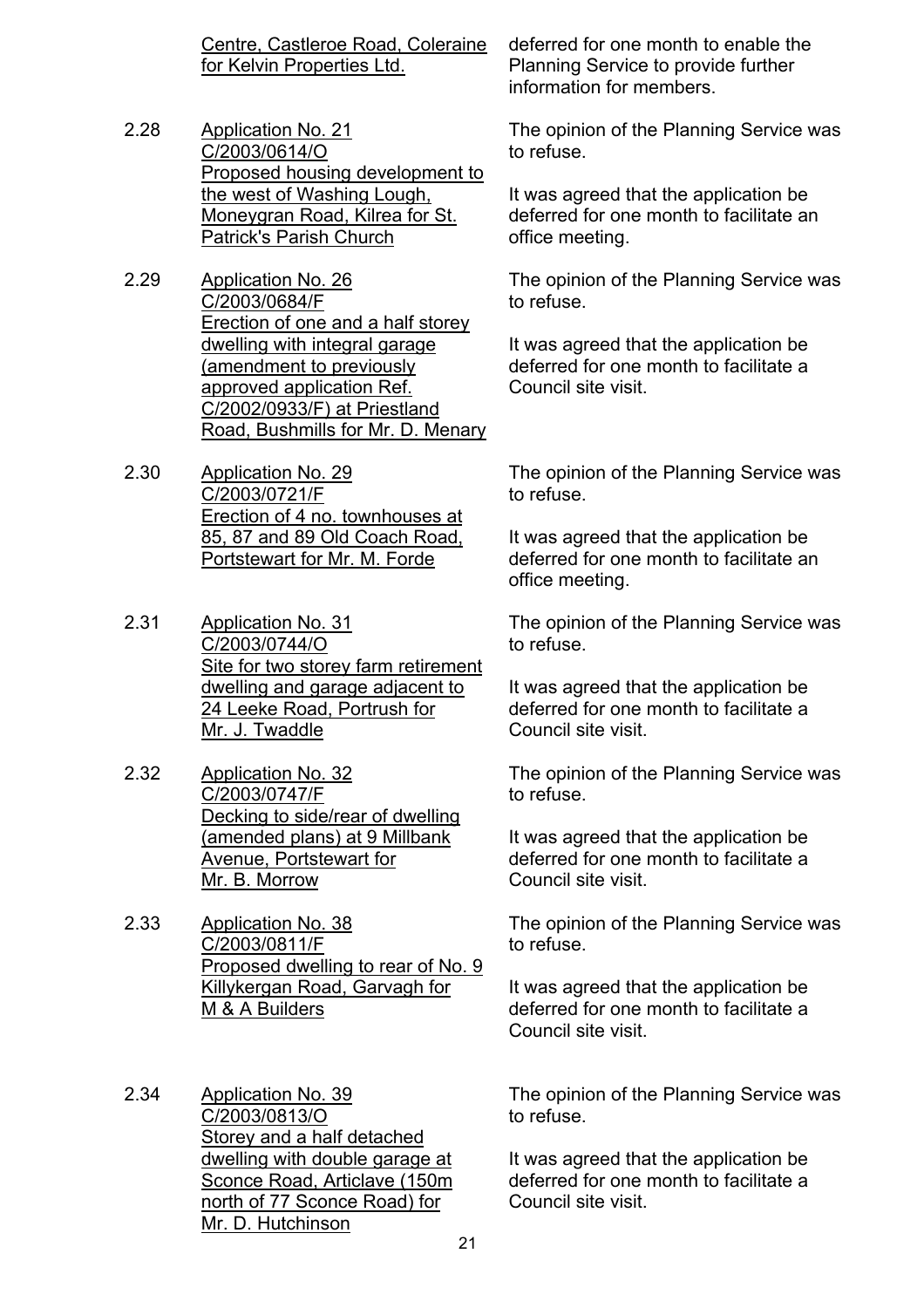| | | |
|---|---|---|
| | <u>Centre, Castleroe Road, Coleraine for Kelvin Properties Ltd.</u> | deferred for one month to enable the Planning Service to provide further information for members. |
| 2.28 | <u>Application No. 21 C/2003/0614/O Proposed housing development to the west of Washing Lough, Moneygran Road, Kilrea for St. Patrick's Parish Church</u> | The opinion of the Planning Service was to refuse.<br><br>It was agreed that the application be deferred for one month to facilitate an office meeting. |
| 2.29 | <u>Application No. 26 C/2003/0684/F Erection of one and a half storey dwelling with integral garage (amendment to previously approved application Ref. C/2002/0933/F) at Priestland Road, Bushmills for Mr. D. Menary</u> | The opinion of the Planning Service was to refuse.<br><br>It was agreed that the application be deferred for one month to facilitate a Council site visit. |
| 2.30 | <u>Application No. 29 C/2003/0721/F Erection of 4 no. townhouses at 85, 87 and 89 Old Coach Road, Portstewart for Mr. M. Forde</u> | The opinion of the Planning Service was to refuse.<br><br>It was agreed that the application be deferred for one month to facilitate an office meeting. |
| 2.31 | <u>Application No. 31 C/2003/0744/O Site for two storey farm retirement dwelling and garage adjacent to 24 Leeke Road, Portrush for Mr. J. Twaddle</u> | The opinion of the Planning Service was to refuse.<br><br>It was agreed that the application be deferred for one month to facilitate a Council site visit. |
| 2.32 | <u>Application No. 32 C/2003/0747/F Decking to side/rear of dwelling (amended plans) at 9 Millbank Avenue, Portstewart for Mr. B. Morrow</u> | The opinion of the Planning Service was to refuse.<br><br>It was agreed that the application be deferred for one month to facilitate a Council site visit. |
| 2.33 | <u>Application No. 38 C/2003/0811/F Proposed dwelling to rear of No. 9 Killykergan Road, Garvagh for M & A Builders</u> | The opinion of the Planning Service was to refuse.<br><br>It was agreed that the application be deferred for one month to facilitate a Council site visit. |
| 2.34 | <u>Application No. 39 C/2003/0813/O Storey and a half detached dwelling with double garage at Sconce Road, Articlave (150m north of 77 Sconce Road) for Mr. D. Hutchinson</u> | The opinion of the Planning Service was to refuse.<br><br>It was agreed that the application be deferred for one month to facilitate a Council site visit. |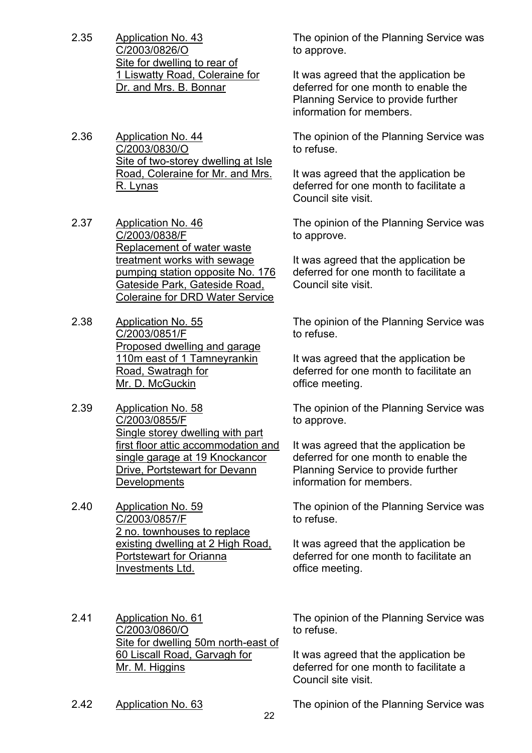2.35 Application No. 43
C/2003/0826/O
Site for dwelling to rear of 1 Liswatty Road, Coleraine for Dr. and Mrs. B. Bonnar

The opinion of the Planning Service was to approve.

It was agreed that the application be deferred for one month to enable the Planning Service to provide further information for members.

2.36 Application No. 44
C/2003/0830/O
Site of two-storey dwelling at Isle Road, Coleraine for Mr. and Mrs. R. Lynas

The opinion of the Planning Service was to refuse.

It was agreed that the application be deferred for one month to facilitate a Council site visit.

2.37 Application No. 46
C/2003/0838/F
Replacement of water waste treatment works with sewage pumping station opposite No. 176 Gateside Park, Gateside Road, Coleraine for DRD Water Service

The opinion of the Planning Service was to approve.

It was agreed that the application be deferred for one month to facilitate a Council site visit.

2.38 Application No. 55
C/2003/0851/F
Proposed dwelling and garage 110m east of 1 Tamneyrankin Road, Swatragh for Mr. D. McGuckin

The opinion of the Planning Service was to refuse.

It was agreed that the application be deferred for one month to facilitate an office meeting.

2.39 Application No. 58
C/2003/0855/F
Single storey dwelling with part first floor attic accommodation and single garage at 19 Knockancor Drive, Portstewart for Devann Developments

The opinion of the Planning Service was to approve.

It was agreed that the application be deferred for one month to enable the Planning Service to provide further information for members.

2.40 Application No. 59
C/2003/0857/F
2 no. townhouses to replace existing dwelling at 2 High Road, Portstewart for Orianna Investments Ltd.

The opinion of the Planning Service was to refuse.

It was agreed that the application be deferred for one month to facilitate an office meeting.

2.41 Application No. 61
C/2003/0860/O
Site for dwelling 50m north-east of 60 Liscall Road, Garvagh for Mr. M. Higgins

The opinion of the Planning Service was to refuse.

It was agreed that the application be deferred for one month to facilitate a Council site visit.

2.42 Application No. 63

The opinion of the Planning Service was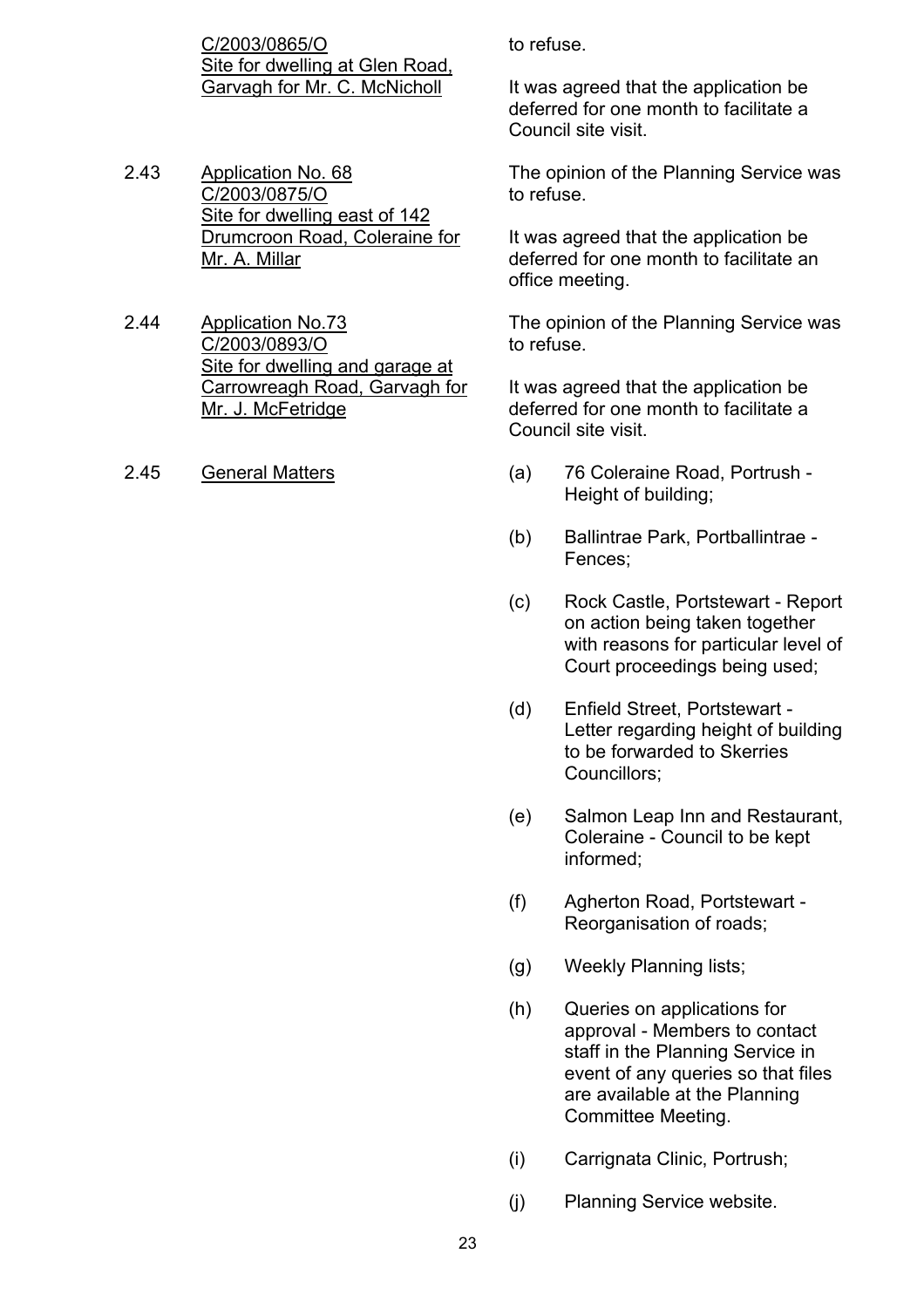C/2003/0865/O
Site for dwelling at Glen Road, Garvagh for Mr. C. McNicholl

to refuse.

It was agreed that the application be deferred for one month to facilitate a Council site visit.

2.43 Application No. 68
C/2003/0875/O
Site for dwelling east of 142 Drumcroon Road, Coleraine for Mr. A. Millar

The opinion of the Planning Service was to refuse.

It was agreed that the application be deferred for one month to facilitate an office meeting.

2.44 Application No.73
C/2003/0893/O
Site for dwelling and garage at Carrowreagh Road, Garvagh for Mr. J. McFetridge

The opinion of the Planning Service was to refuse.

It was agreed that the application be deferred for one month to facilitate a Council site visit.

2.45 General Matters

(a) 76 Coleraine Road, Portrush - Height of building;

(b) Ballintrae Park, Portballintrae - Fences;

(c) Rock Castle, Portstewart - Report on action being taken together with reasons for particular level of Court proceedings being used;

(d) Enfield Street, Portstewart - Letter regarding height of building to be forwarded to Skerries Councillors;

(e) Salmon Leap Inn and Restaurant, Coleraine - Council to be kept informed;

(f) Agherton Road, Portstewart - Reorganisation of roads;

(g) Weekly Planning lists;

(h) Queries on applications for approval - Members to contact staff in the Planning Service in event of any queries so that files are available at the Planning Committee Meeting.

(i) Carrignata Clinic, Portrush;

(j) Planning Service website.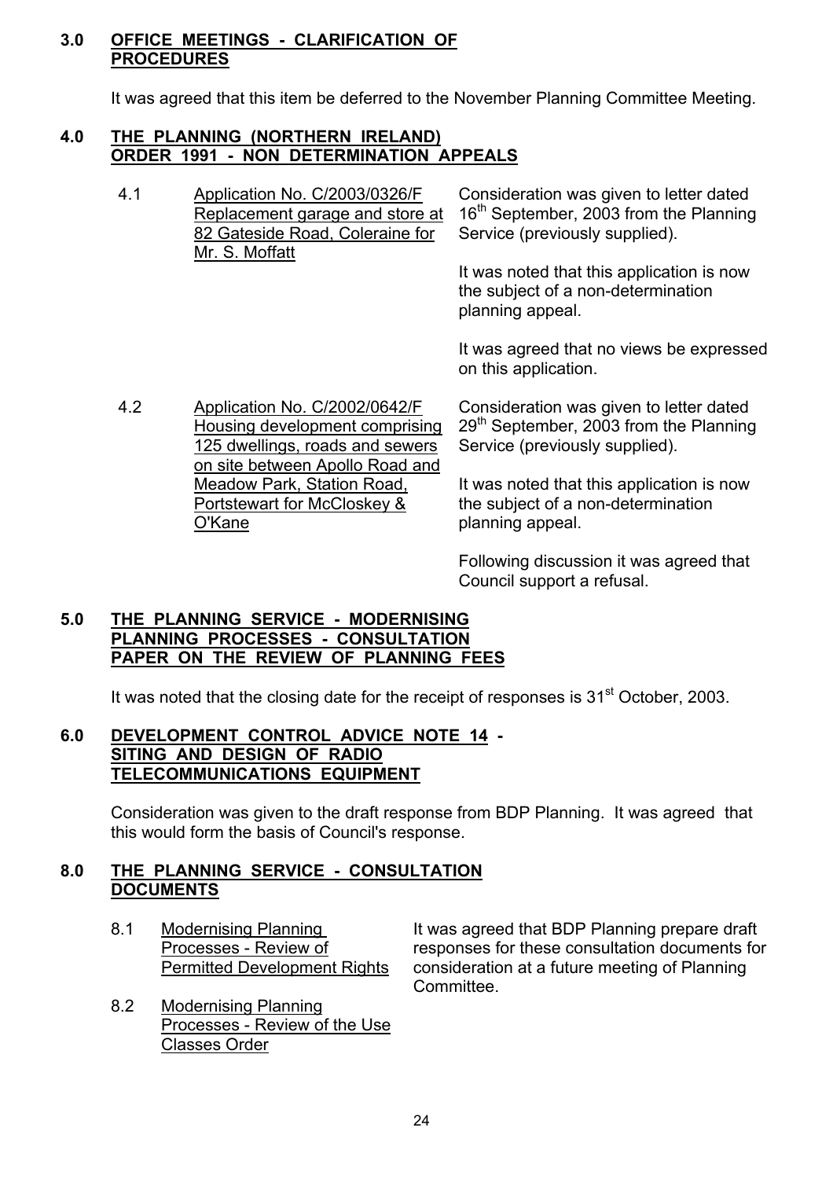## 3.0 OFFICE MEETINGS - CLARIFICATION OF PROCEDURES

It was agreed that this item be deferred to the November Planning Committee Meeting.

## 4.0 THE PLANNING (NORTHERN IRELAND) ORDER 1991 - NON DETERMINATION APPEALS

4.1 Application No. C/2003/0326/F Replacement garage and store at 82 Gateside Road, Coleraine for Mr. S. Moffatt

Consideration was given to letter dated 16th September, 2003 from the Planning Service (previously supplied).

It was noted that this application is now the subject of a non-determination planning appeal.

It was agreed that no views be expressed on this application.

4.2 Application No. C/2002/0642/F Housing development comprising 125 dwellings, roads and sewers on site between Apollo Road and Meadow Park, Station Road, Portstewart for McCloskey & O'Kane

Consideration was given to letter dated 29th September, 2003 from the Planning Service (previously supplied).

It was noted that this application is now the subject of a non-determination planning appeal.

Following discussion it was agreed that Council support a refusal.

## 5.0 THE PLANNING SERVICE - MODERNISING PLANNING PROCESSES - CONSULTATION PAPER ON THE REVIEW OF PLANNING FEES

It was noted that the closing date for the receipt of responses is 31st October, 2003.

## 6.0 DEVELOPMENT CONTROL ADVICE NOTE 14 - SITING AND DESIGN OF RADIO TELECOMMUNICATIONS EQUIPMENT

Consideration was given to the draft response from BDP Planning. It was agreed that this would form the basis of Council's response.

## 8.0 THE PLANNING SERVICE - CONSULTATION DOCUMENTS

8.1 Modernising Planning Processes - Review of Permitted Development Rights

8.2 Modernising Planning Processes - Review of the Use Classes Order

It was agreed that BDP Planning prepare draft responses for these consultation documents for consideration at a future meeting of Planning Committee.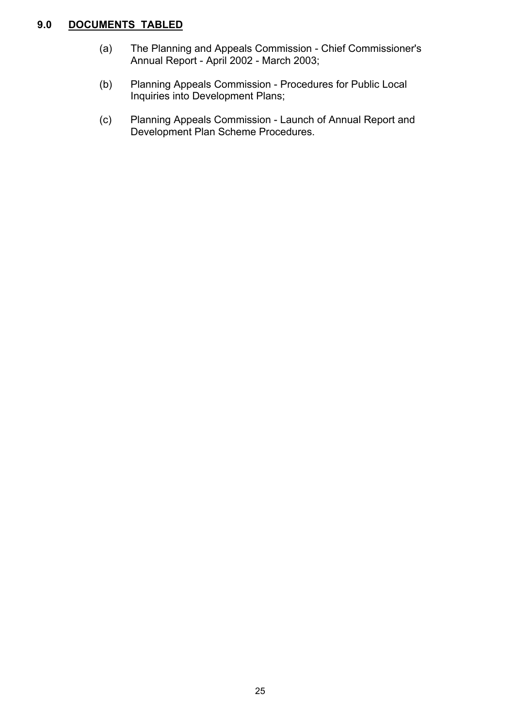## 9.0 DOCUMENTS TABLED

(a) The Planning and Appeals Commission - Chief Commissioner's Annual Report - April 2002 - March 2003;

(b) Planning Appeals Commission - Procedures for Public Local Inquiries into Development Plans;

(c) Planning Appeals Commission - Launch of Annual Report and Development Plan Scheme Procedures.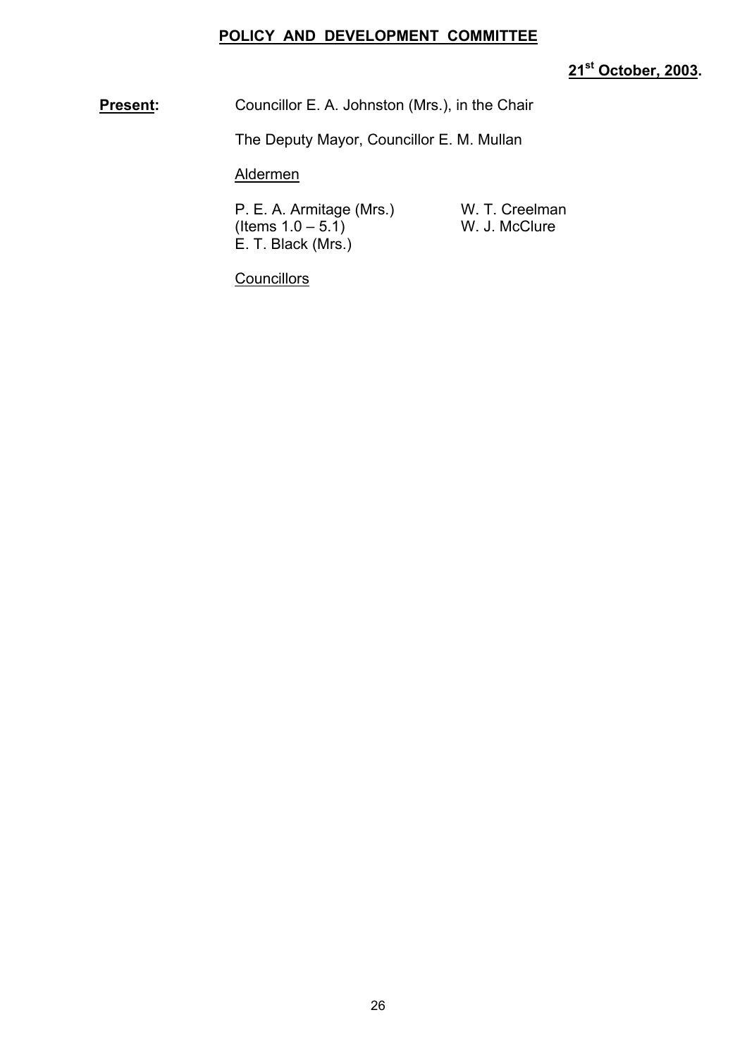# POLICY AND DEVELOPMENT COMMITTEE

**21st October, 2003.**

**Present:** Councillor E. A. Johnston (Mrs.), in the Chair

The Deputy Mayor, Councillor E. M. Mullan

Aldermen

P. E. A. Armitage (Mrs.) (Items 1.0 – 5.1)
E. T. Black (Mrs.)
W. T. Creelman
W. J. McClure

Councillors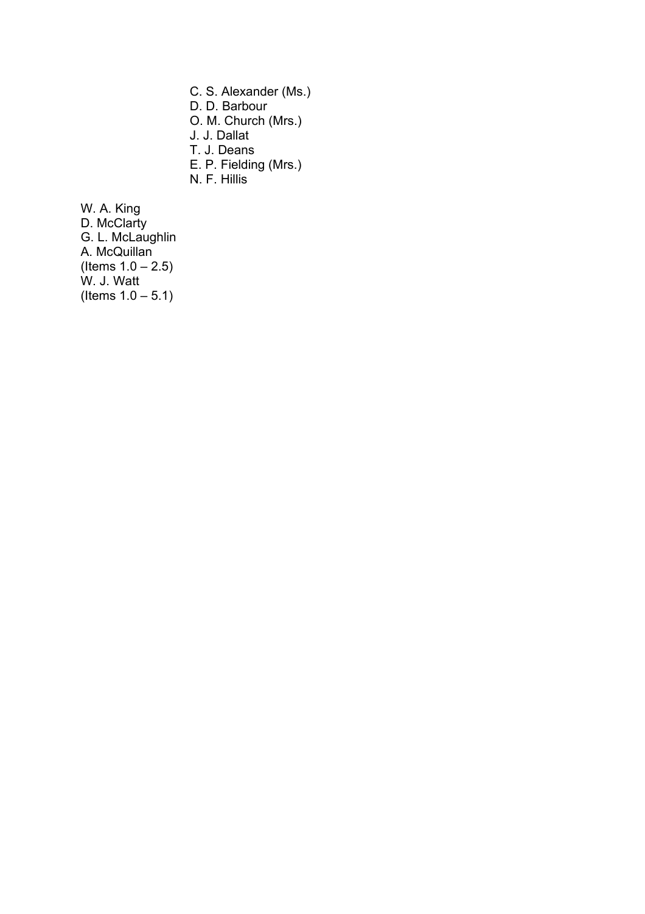C. S. Alexander (Ms.)
D. D. Barbour
O. M. Church (Mrs.)
J. J. Dallat
T. J. Deans
E. P. Fielding (Mrs.)
N. F. Hillis

W. A. King
D. McClarty
G. L. McLaughlin
A. McQuillan
(Items 1.0 – 2.5)
W. J. Watt
(Items 1.0 – 5.1)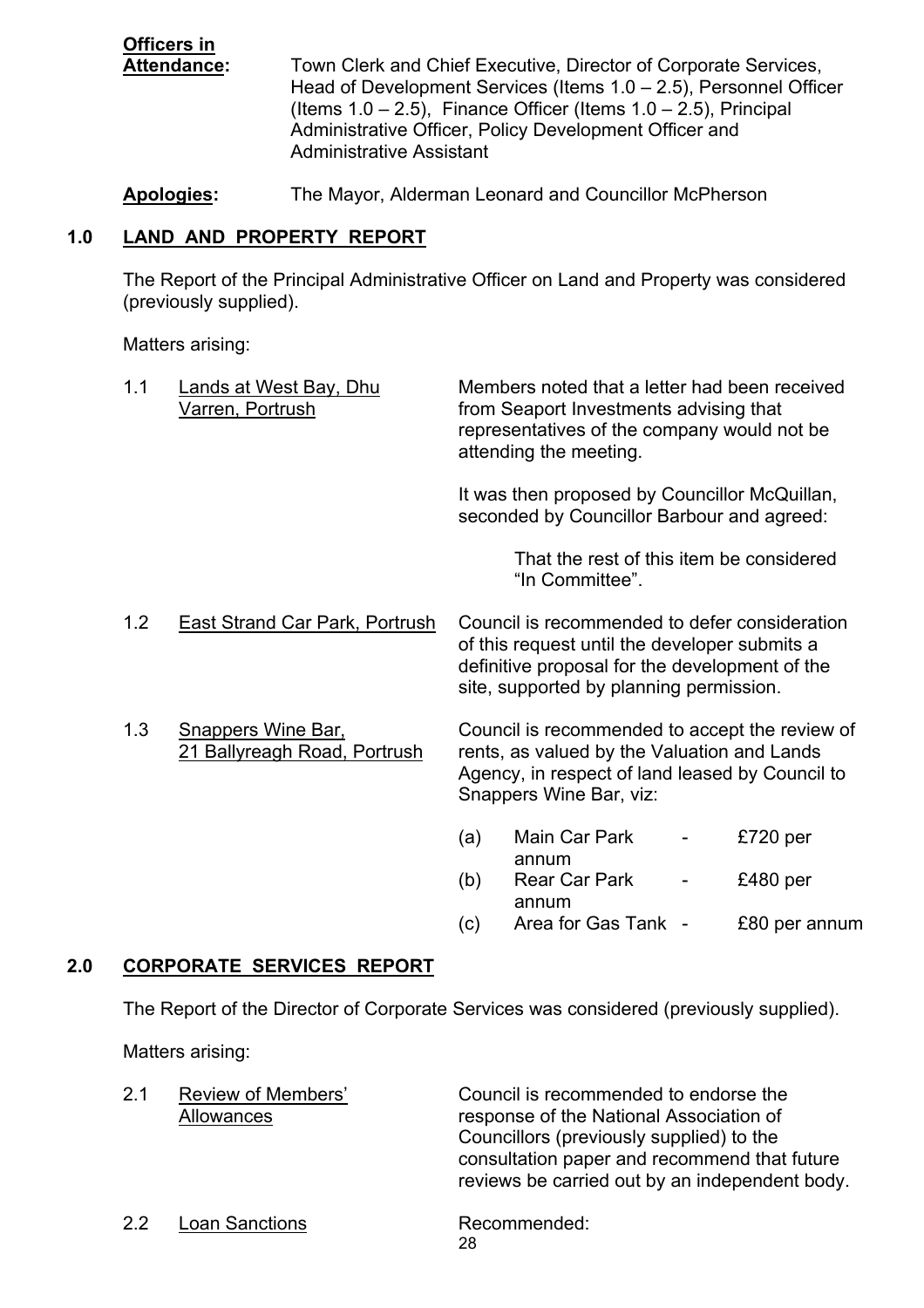**Officers in Attendance:** Town Clerk and Chief Executive, Director of Corporate Services, Head of Development Services (Items 1.0 – 2.5), Personnel Officer (Items 1.0 – 2.5), Finance Officer (Items 1.0 – 2.5), Principal Administrative Officer, Policy Development Officer and Administrative Assistant

**Apologies:** The Mayor, Alderman Leonard and Councillor McPherson

## 1.0 LAND AND PROPERTY REPORT

The Report of the Principal Administrative Officer on Land and Property was considered (previously supplied).

Matters arising:

1.1 Lands at West Bay, Dhu Varren, Portrush

Members noted that a letter had been received from Seaport Investments advising that representatives of the company would not be attending the meeting.

It was then proposed by Councillor McQuillan, seconded by Councillor Barbour and agreed:

> That the rest of this item be considered "In Committee".

1.2 East Strand Car Park, Portrush

Council is recommended to defer consideration of this request until the developer submits a definitive proposal for the development of the site, supported by planning permission.

1.3 Snappers Wine Bar, 21 Ballyreagh Road, Portrush

Council is recommended to accept the review of rents, as valued by the Valuation and Lands Agency, in respect of land leased by Council to Snappers Wine Bar, viz:

(a) Main Car Park - £720 per annum
(b) Rear Car Park - £480 per annum
(c) Area for Gas Tank - £80 per annum

## 2.0 CORPORATE SERVICES REPORT

The Report of the Director of Corporate Services was considered (previously supplied).

Matters arising:

2.1 Review of Members' Allowances

Council is recommended to endorse the response of the National Association of Councillors (previously supplied) to the consultation paper and recommend that future reviews be carried out by an independent body.

2.2 Loan Sanctions

Recommended: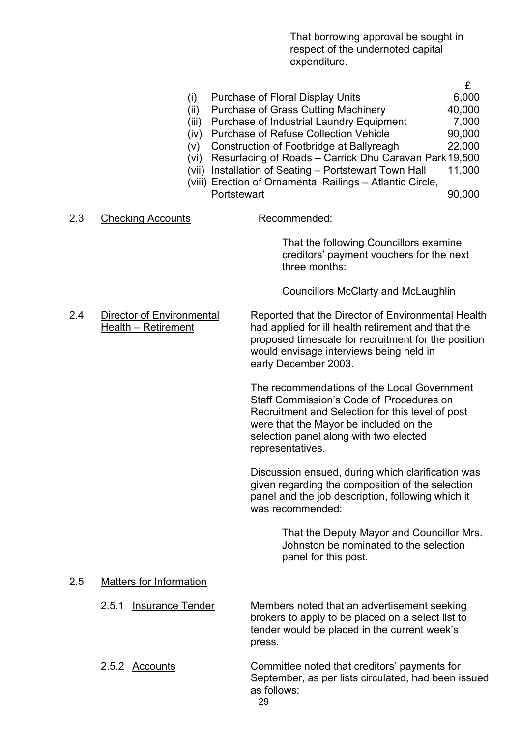That borrowing approval be sought in respect of the undernoted capital expenditure.

| | | £ |
|---|---|---|
| (i) | Purchase of Floral Display Units | 6,000 |
| (ii) | Purchase of Grass Cutting Machinery | 40,000 |
| (iii) | Purchase of Industrial Laundry Equipment | 7,000 |
| (iv) | Purchase of Refuse Collection Vehicle | 90,000 |
| (v) | Construction of Footbridge at Ballyreagh | 22,000 |
| (vi) | Resurfacing of Roads – Carrick Dhu Caravan Park | 19,500 |
| (vii) | Installation of Seating – Portstewart Town Hall | 11,000 |
| (viii) | Erection of Ornamental Railings – Atlantic Circle, Portstewart | 90,000 |

2.3 Checking Accounts

Recommended:

That the following Councillors examine creditors' payment vouchers for the next three months:

Councillors McClarty and McLaughlin

2.4 Director of Environmental Health – Retirement

Reported that the Director of Environmental Health had applied for ill health retirement and that the proposed timescale for recruitment for the position would envisage interviews being held in early December 2003.

The recommendations of the Local Government Staff Commission's Code of Procedures on Recruitment and Selection for this level of post were that the Mayor be included on the selection panel along with two elected representatives.

Discussion ensued, during which clarification was given regarding the composition of the selection panel and the job description, following which it was recommended:

That the Deputy Mayor and Councillor Mrs. Johnston be nominated to the selection panel for this post.

2.5 Matters for Information

2.5.1 Insurance Tender

Members noted that an advertisement seeking brokers to apply to be placed on a select list to tender would be placed in the current week's press.

2.5.2 Accounts

Committee noted that creditors' payments for September, as per lists circulated, had been issued as follows: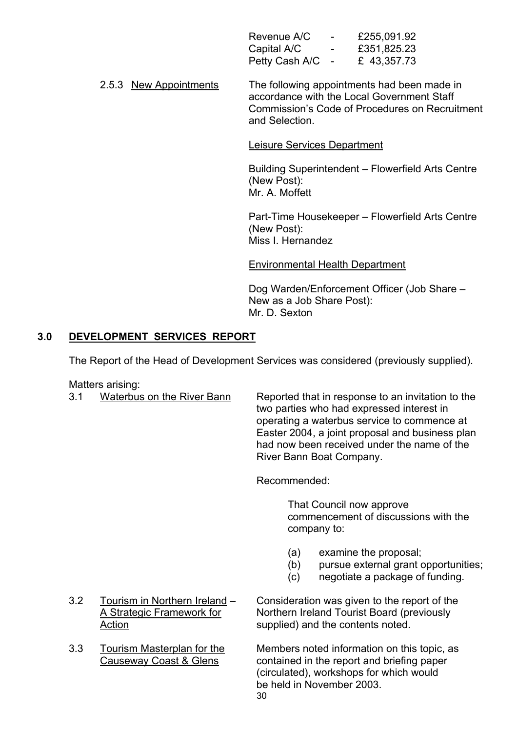| | | |
|---|---|---|
| Revenue A/C | - | £255,091.92 |
| Capital A/C | - | £351,825.23 |
| Petty Cash A/C | - | £ 43,357.73 |

2.5.3 New Appointments

The following appointments had been made in accordance with the Local Government Staff Commission's Code of Procedures on Recruitment and Selection.

Leisure Services Department

Building Superintendent – Flowerfield Arts Centre (New Post):
Mr. A. Moffett

Part-Time Housekeeper – Flowerfield Arts Centre (New Post):
Miss I. Hernandez

Environmental Health Department

Dog Warden/Enforcement Officer (Job Share – New as a Job Share Post):
Mr. D. Sexton

## 3.0 DEVELOPMENT SERVICES REPORT

The Report of the Head of Development Services was considered (previously supplied).

Matters arising:

3.1 Waterbus on the River Bann

Reported that in response to an invitation to the two parties who had expressed interest in operating a waterbus service to commence at Easter 2004, a joint proposal and business plan had now been received under the name of the River Bann Boat Company.

Recommended:

> That Council now approve commencement of discussions with the company to:
>
> (a) examine the proposal;
> (b) pursue external grant opportunities;
> (c) negotiate a package of funding.

3.2 Tourism in Northern Ireland – A Strategic Framework for Action

Consideration was given to the report of the Northern Ireland Tourist Board (previously supplied) and the contents noted.

3.3 Tourism Masterplan for the Causeway Coast & Glens

Members noted information on this topic, as contained in the report and briefing paper (circulated), workshops for which would be held in November 2003.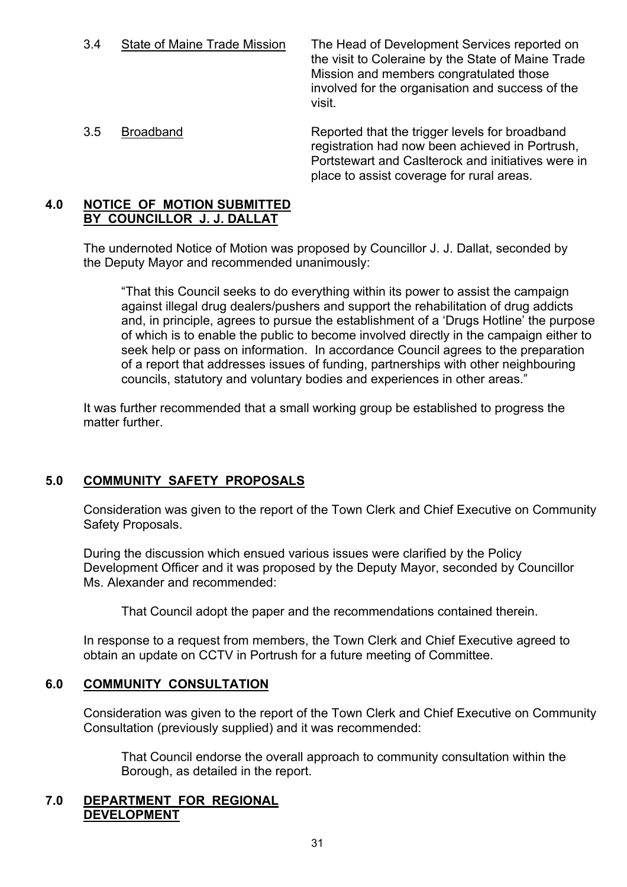3.4 State of Maine Trade Mission — The Head of Development Services reported on the visit to Coleraine by the State of Maine Trade Mission and members congratulated those involved for the organisation and success of the visit.

3.5 Broadband — Reported that the trigger levels for broadband registration had now been achieved in Portrush, Portstewart and Caslterock and initiatives were in place to assist coverage for rural areas.

## 4.0 NOTICE OF MOTION SUBMITTED BY COUNCILLOR J. J. DALLAT

The undernoted Notice of Motion was proposed by Councillor J. J. Dallat, seconded by the Deputy Mayor and recommended unanimously:

> "That this Council seeks to do everything within its power to assist the campaign against illegal drug dealers/pushers and support the rehabilitation of drug addicts and, in principle, agrees to pursue the establishment of a 'Drugs Hotline' the purpose of which is to enable the public to become involved directly in the campaign either to seek help or pass on information. In accordance Council agrees to the preparation of a report that addresses issues of funding, partnerships with other neighbouring councils, statutory and voluntary bodies and experiences in other areas."

It was further recommended that a small working group be established to progress the matter further.

## 5.0 COMMUNITY SAFETY PROPOSALS

Consideration was given to the report of the Town Clerk and Chief Executive on Community Safety Proposals.

During the discussion which ensued various issues were clarified by the Policy Development Officer and it was proposed by the Deputy Mayor, seconded by Councillor Ms. Alexander and recommended:

> That Council adopt the paper and the recommendations contained therein.

In response to a request from members, the Town Clerk and Chief Executive agreed to obtain an update on CCTV in Portrush for a future meeting of Committee.

## 6.0 COMMUNITY CONSULTATION

Consideration was given to the report of the Town Clerk and Chief Executive on Community Consultation (previously supplied) and it was recommended:

> That Council endorse the overall approach to community consultation within the Borough, as detailed in the report.

## 7.0 DEPARTMENT FOR REGIONAL DEVELOPMENT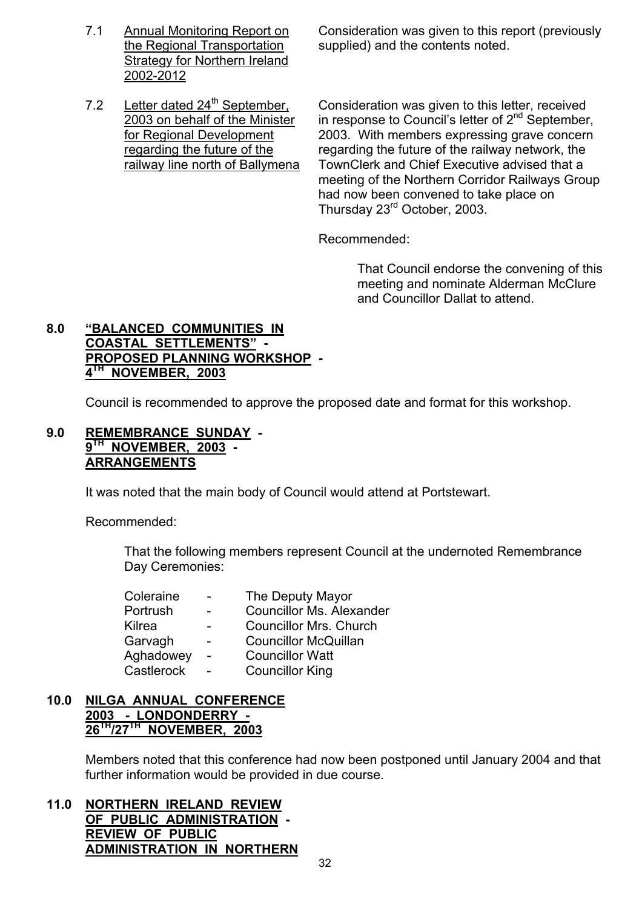7.1 <u>Annual Monitoring Report on the Regional Transportation Strategy for Northern Ireland 2002-2012</u>

Consideration was given to this report (previously supplied) and the contents noted.

7.2 <u>Letter dated 24th September, 2003 on behalf of the Minister for Regional Development regarding the future of the railway line north of Ballymena</u>

Consideration was given to this letter, received in response to Council's letter of 2nd September, 2003. With members expressing grave concern regarding the future of the railway network, the TownClerk and Chief Executive advised that a meeting of the Northern Corridor Railways Group had now been convened to take place on Thursday 23rd October, 2003.

Recommended:

> That Council endorse the convening of this meeting and nominate Alderman McClure and Councillor Dallat to attend.

## 8.0 "BALANCED COMMUNITIES IN COASTAL SETTLEMENTS" - PROPOSED PLANNING WORKSHOP - 4TH NOVEMBER, 2003

Council is recommended to approve the proposed date and format for this workshop.

## 9.0 REMEMBRANCE SUNDAY - 9TH NOVEMBER, 2003 - ARRANGEMENTS

It was noted that the main body of Council would attend at Portstewart.

Recommended:

> That the following members represent Council at the undernoted Remembrance Day Ceremonies:

| | | |
|---|---|---|
| Coleraine | - | The Deputy Mayor |
| Portrush | - | Councillor Ms. Alexander |
| Kilrea | - | Councillor Mrs. Church |
| Garvagh | - | Councillor McQuillan |
| Aghadowey | - | Councillor Watt |
| Castlerock | - | Councillor King |

## 10.0 NILGA ANNUAL CONFERENCE 2003 - LONDONDERRY - 26TH/27TH NOVEMBER, 2003

Members noted that this conference had now been postponed until January 2004 and that further information would be provided in due course.

## 11.0 NORTHERN IRELAND REVIEW OF PUBLIC ADMINISTRATION - REVIEW OF PUBLIC ADMINISTRATION IN NORTHERN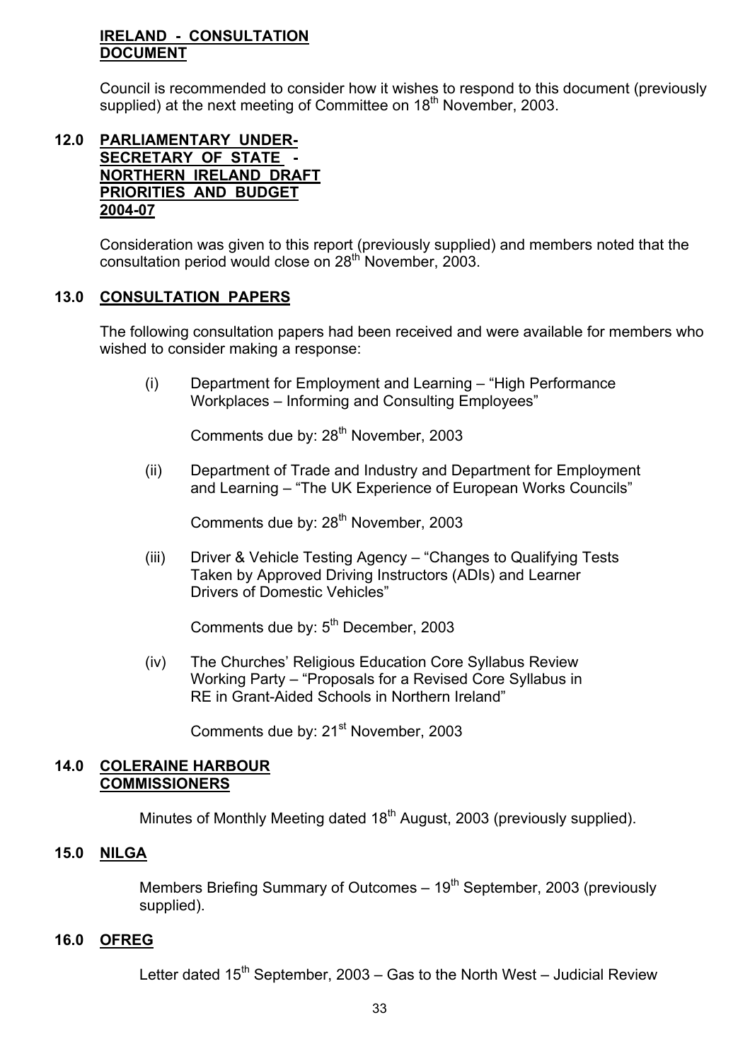**IRELAND - CONSULTATION DOCUMENT**

Council is recommended to consider how it wishes to respond to this document (previously supplied) at the next meeting of Committee on 18th November, 2003.

## 12.0 PARLIAMENTARY UNDER-SECRETARY OF STATE - NORTHERN IRELAND DRAFT PRIORITIES AND BUDGET 2004-07

Consideration was given to this report (previously supplied) and members noted that the consultation period would close on 28th November, 2003.

## 13.0 CONSULTATION PAPERS

The following consultation papers had been received and were available for members who wished to consider making a response:

(i) Department for Employment and Learning – "High Performance Workplaces – Informing and Consulting Employees"

Comments due by: 28th November, 2003

(ii) Department of Trade and Industry and Department for Employment and Learning – "The UK Experience of European Works Councils"

Comments due by: 28th November, 2003

(iii) Driver & Vehicle Testing Agency – "Changes to Qualifying Tests Taken by Approved Driving Instructors (ADIs) and Learner Drivers of Domestic Vehicles"

Comments due by: 5th December, 2003

(iv) The Churches' Religious Education Core Syllabus Review Working Party – "Proposals for a Revised Core Syllabus in RE in Grant-Aided Schools in Northern Ireland"

Comments due by: 21st November, 2003

## 14.0 COLERAINE HARBOUR COMMISSIONERS

Minutes of Monthly Meeting dated 18th August, 2003 (previously supplied).

## 15.0 NILGA

Members Briefing Summary of Outcomes – 19th September, 2003 (previously supplied).

## 16.0 OFREG

Letter dated 15th September, 2003 – Gas to the North West – Judicial Review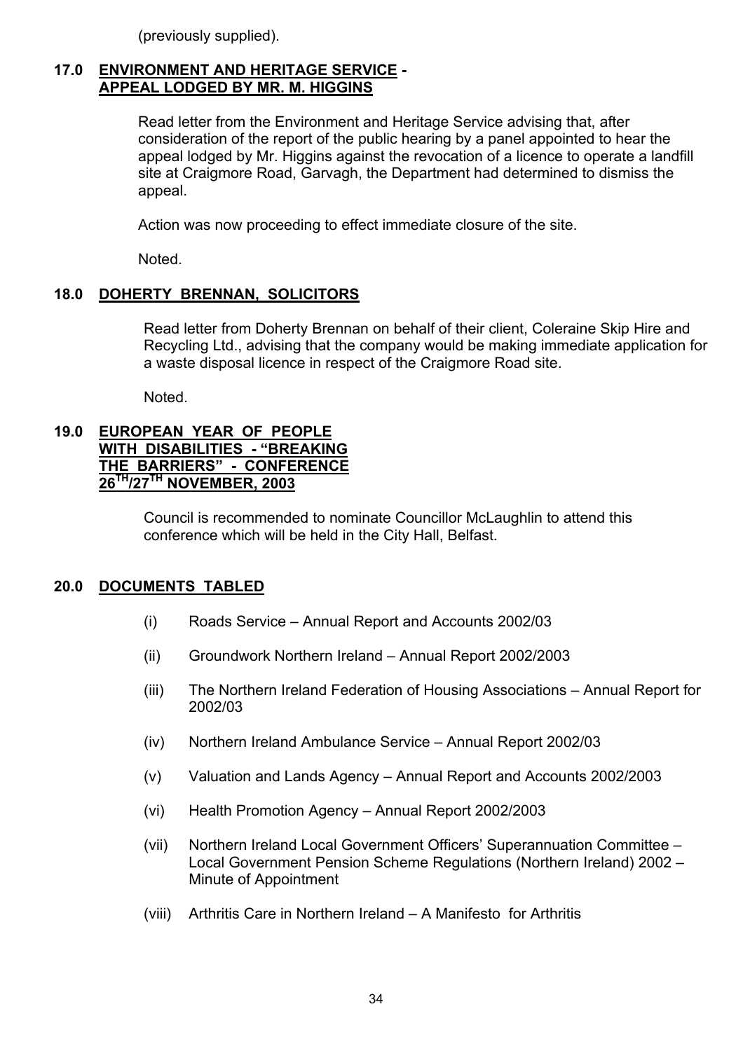(previously supplied).

**17.0 ENVIRONMENT AND HERITAGE SERVICE - APPEAL LODGED BY MR. M. HIGGINS**

Read letter from the Environment and Heritage Service advising that, after consideration of the report of the public hearing by a panel appointed to hear the appeal lodged by Mr. Higgins against the revocation of a licence to operate a landfill site at Craigmore Road, Garvagh, the Department had determined to dismiss the appeal.

Action was now proceeding to effect immediate closure of the site.

Noted.

**18.0 DOHERTY BRENNAN, SOLICITORS**

Read letter from Doherty Brennan on behalf of their client, Coleraine Skip Hire and Recycling Ltd., advising that the company would be making immediate application for a waste disposal licence in respect of the Craigmore Road site.

Noted.

**19.0 EUROPEAN YEAR OF PEOPLE WITH DISABILITIES - "BREAKING THE BARRIERS" - CONFERENCE 26TH/27TH NOVEMBER, 2003**

Council is recommended to nominate Councillor McLaughlin to attend this conference which will be held in the City Hall, Belfast.

**20.0 DOCUMENTS TABLED**

(i) Roads Service – Annual Report and Accounts 2002/03

(ii) Groundwork Northern Ireland – Annual Report 2002/2003

(iii) The Northern Ireland Federation of Housing Associations – Annual Report for 2002/03

(iv) Northern Ireland Ambulance Service – Annual Report 2002/03

(v) Valuation and Lands Agency – Annual Report and Accounts 2002/2003

(vi) Health Promotion Agency – Annual Report 2002/2003

(vii) Northern Ireland Local Government Officers' Superannuation Committee – Local Government Pension Scheme Regulations (Northern Ireland) 2002 – Minute of Appointment

(viii) Arthritis Care in Northern Ireland – A Manifesto for Arthritis